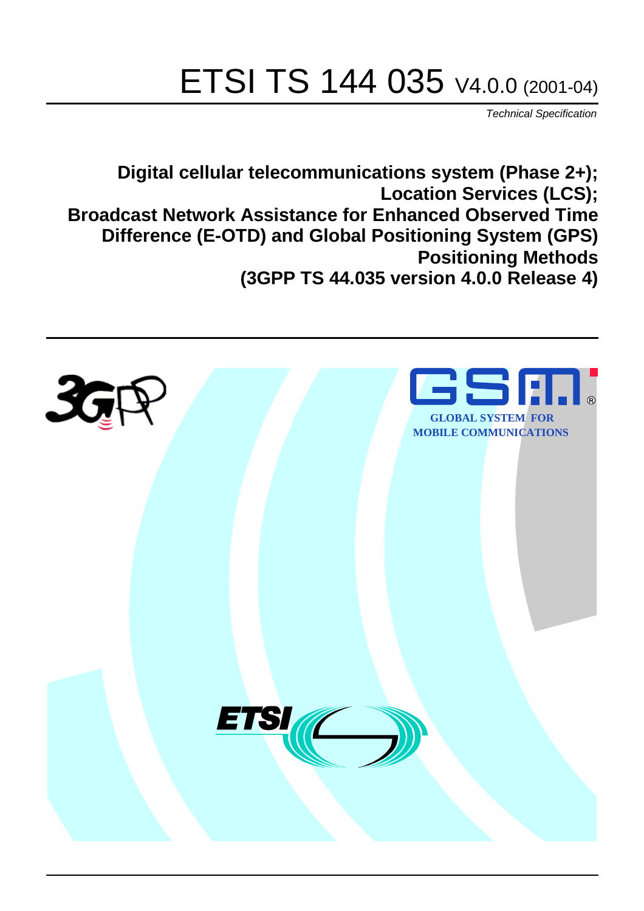# ETSI TS 144 035 V4.0.0 (2001-04)

*Technical Specification*

**Digital cellular telecommunications system (Phase 2+); Location Services (LCS); Broadcast Network Assistance for Enhanced Observed Time Difference (E-OTD) and Global Positioning System (GPS) Positioning Methods (3GPP TS 44.035 version 4.0.0 Release 4)**

GLOBAL SYSTEM FOR MOBILE COMMUNICATIONS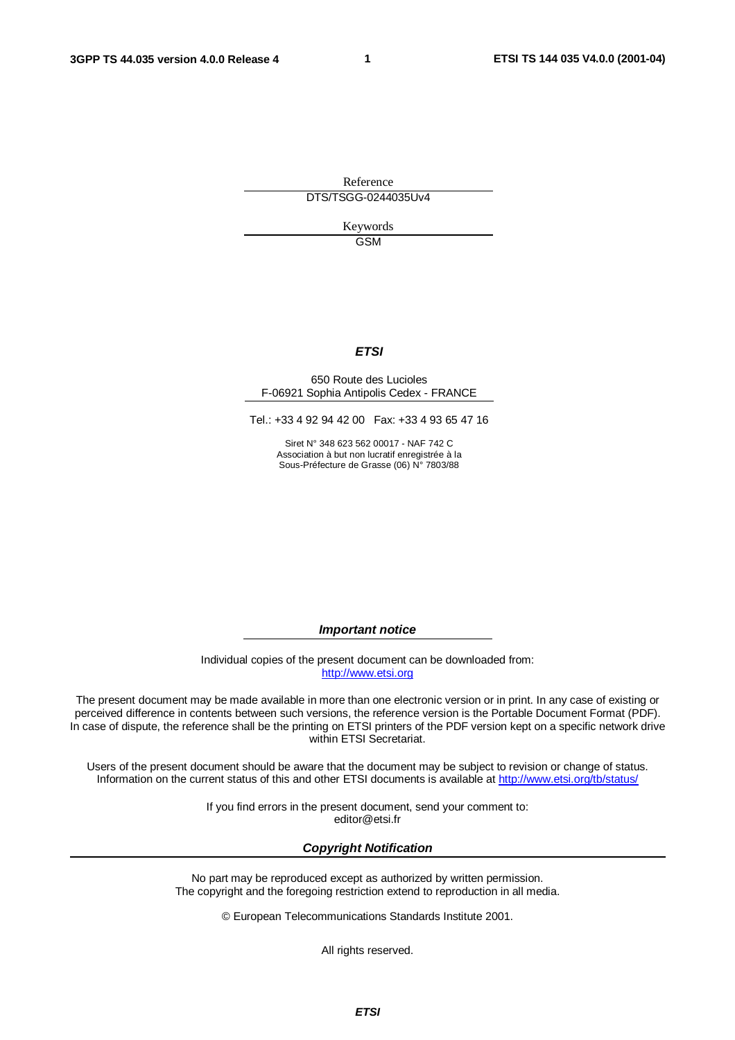Reference

DTS/TSGG-0244035Uv4

Keywords

GSM

***ETSI***

650 Route des Lucioles
F-06921 Sophia Antipolis Cedex - FRANCE

Tel.: +33 4 92 94 42 00 Fax: +33 4 93 65 47 16

Siret N° 348 623 562 00017 - NAF 742 C
Association à but non lucratif enregistrée à la
Sous-Préfecture de Grasse (06) N° 7803/88

***Important notice***

Individual copies of the present document can be downloaded from:
http://www.etsi.org

The present document may be made available in more than one electronic version or in print. In any case of existing or perceived difference in contents between such versions, the reference version is the Portable Document Format (PDF). In case of dispute, the reference shall be the printing on ETSI printers of the PDF version kept on a specific network drive within ETSI Secretariat.

Users of the present document should be aware that the document may be subject to revision or change of status. Information on the current status of this and other ETSI documents is available at http://www.etsi.org/tb/status/

If you find errors in the present document, send your comment to:
editor@etsi.fr

***Copyright Notification***

No part may be reproduced except as authorized by written permission.
The copyright and the foregoing restriction extend to reproduction in all media.

© European Telecommunications Standards Institute 2001.

All rights reserved.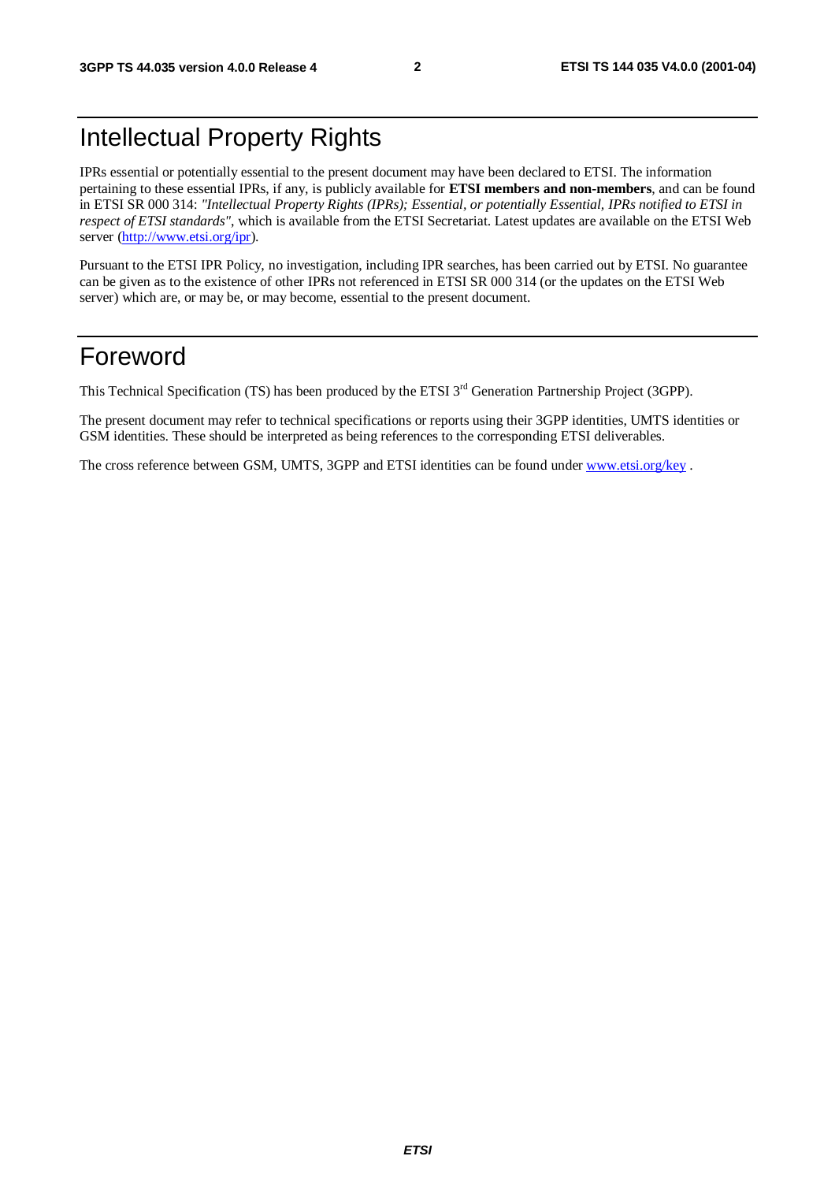# Intellectual Property Rights

IPRs essential or potentially essential to the present document may have been declared to ETSI. The information pertaining to these essential IPRs, if any, is publicly available for **ETSI members and non-members**, and can be found in ETSI SR 000 314: *"Intellectual Property Rights (IPRs); Essential, or potentially Essential, IPRs notified to ETSI in respect of ETSI standards"*, which is available from the ETSI Secretariat. Latest updates are available on the ETSI Web server (http://www.etsi.org/ipr).

Pursuant to the ETSI IPR Policy, no investigation, including IPR searches, has been carried out by ETSI. No guarantee can be given as to the existence of other IPRs not referenced in ETSI SR 000 314 (or the updates on the ETSI Web server) which are, or may be, or may become, essential to the present document.

# Foreword

This Technical Specification (TS) has been produced by the ETSI 3rd Generation Partnership Project (3GPP).

The present document may refer to technical specifications or reports using their 3GPP identities, UMTS identities or GSM identities. These should be interpreted as being references to the corresponding ETSI deliverables.

The cross reference between GSM, UMTS, 3GPP and ETSI identities can be found under www.etsi.org/key .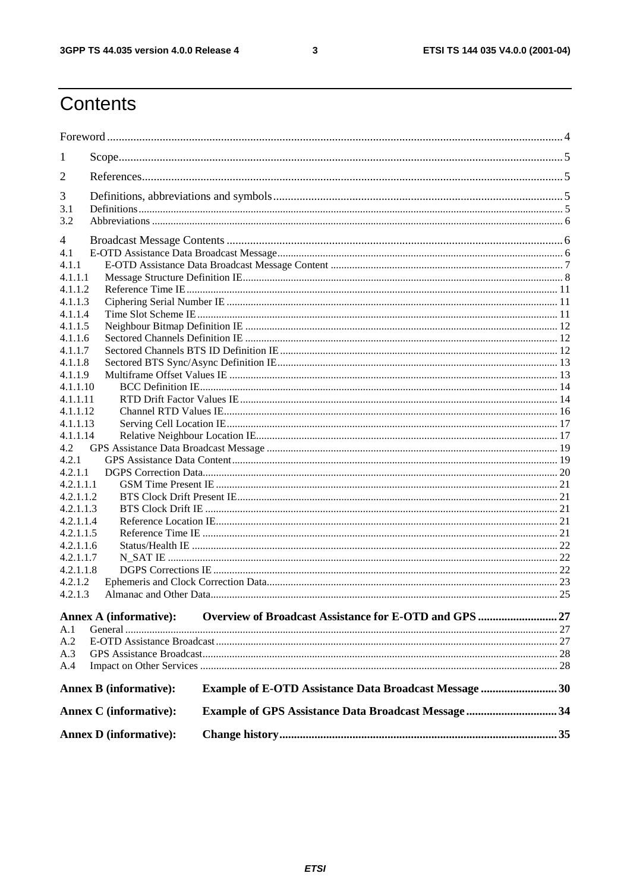# Contents

Foreword .......... 4

1 Scope .......... 5

2 References .......... 5

3 Definitions, abbreviations and symbols .......... 5
3.1 Definitions .......... 5
3.2 Abbreviations .......... 6

4 Broadcast Message Contents .......... 6
4.1 E-OTD Assistance Data Broadcast Message .......... 6
4.1.1 E-OTD Assistance Data Broadcast Message Content .......... 7
4.1.1.1 Message Structure Definition IE .......... 8
4.1.1.2 Reference Time IE .......... 11
4.1.1.3 Ciphering Serial Number IE .......... 11
4.1.1.4 Time Slot Scheme IE .......... 11
4.1.1.5 Neighbour Bitmap Definition IE .......... 12
4.1.1.6 Sectored Channels Definition IE .......... 12
4.1.1.7 Sectored Channels BTS ID Definition IE .......... 12
4.1.1.8 Sectored BTS Sync/Async Definition IE .......... 13
4.1.1.9 Multiframe Offset Values IE .......... 13
4.1.1.10 BCC Definition IE .......... 14
4.1.1.11 RTD Drift Factor Values IE .......... 14
4.1.1.12 Channel RTD Values IE .......... 16
4.1.1.13 Serving Cell Location IE .......... 17
4.1.1.14 Relative Neighbour Location IE .......... 17
4.2 GPS Assistance Data Broadcast Message .......... 19
4.2.1 GPS Assistance Data Content .......... 19
4.2.1.1 DGPS Correction Data .......... 20
4.2.1.1.1 GSM Time Present IE .......... 21
4.2.1.1.2 BTS Clock Drift Present IE .......... 21
4.2.1.1.3 BTS Clock Drift IE .......... 21
4.2.1.1.4 Reference Location IE .......... 21
4.2.1.1.5 Reference Time IE .......... 21
4.2.1.1.6 Status/Health IE .......... 22
4.2.1.1.7 N_SAT IE .......... 22
4.2.1.1.8 DGPS Corrections IE .......... 22
4.2.1.2 Ephemeris and Clock Correction Data .......... 23
4.2.1.3 Almanac and Other Data .......... 25

**Annex A (informative): Overview of Broadcast Assistance for E-OTD and GPS .......... 27**
A.1 General .......... 27
A.2 E-OTD Assistance Broadcast .......... 27
A.3 GPS Assistance Broadcast .......... 28
A.4 Impact on Other Services .......... 28

**Annex B (informative): Example of E-OTD Assistance Data Broadcast Message .......... 30**

**Annex C (informative): Example of GPS Assistance Data Broadcast Message .......... 34**

**Annex D (informative): Change history .......... 35**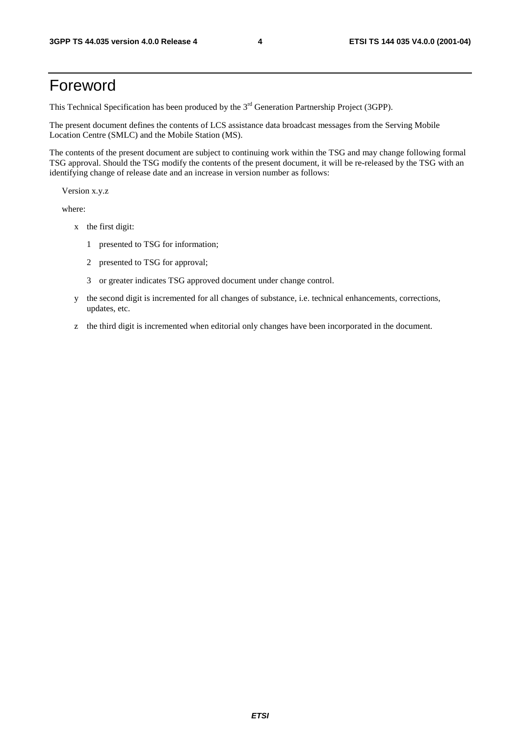# Foreword

This Technical Specification has been produced by the 3rd Generation Partnership Project (3GPP).

The present document defines the contents of LCS assistance data broadcast messages from the Serving Mobile Location Centre (SMLC) and the Mobile Station (MS).

The contents of the present document are subject to continuing work within the TSG and may change following formal TSG approval. Should the TSG modify the contents of the present document, it will be re-released by the TSG with an identifying change of release date and an increase in version number as follows:

Version x.y.z

where:

- x the first digit:
  - 1 presented to TSG for information;
  - 2 presented to TSG for approval;
  - 3 or greater indicates TSG approved document under change control.
- y the second digit is incremented for all changes of substance, i.e. technical enhancements, corrections, updates, etc.
- z the third digit is incremented when editorial only changes have been incorporated in the document.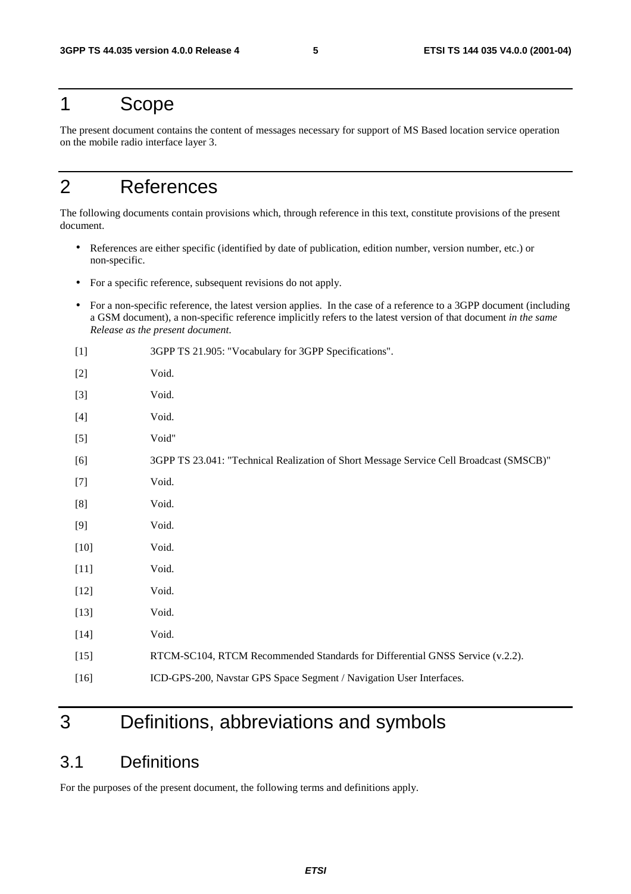# 1 Scope

The present document contains the content of messages necessary for support of MS Based location service operation on the mobile radio interface layer 3.

# 2 References

The following documents contain provisions which, through reference in this text, constitute provisions of the present document.

- References are either specific (identified by date of publication, edition number, version number, etc.) or non-specific.
- For a specific reference, subsequent revisions do not apply.
- For a non-specific reference, the latest version applies. In the case of a reference to a 3GPP document (including a GSM document), a non-specific reference implicitly refers to the latest version of that document *in the same Release as the present document*.

[1] 3GPP TS 21.905: "Vocabulary for 3GPP Specifications".

[2] Void.

[3] Void.

[4] Void.

[5] Void"

[6] 3GPP TS 23.041: "Technical Realization of Short Message Service Cell Broadcast (SMSCB)"

[7] Void.

[8] Void.

[9] Void.

[10] Void.

[11] Void.

[12] Void.

[13] Void.

[14] Void.

[15] RTCM-SC104, RTCM Recommended Standards for Differential GNSS Service (v.2.2).

[16] ICD-GPS-200, Navstar GPS Space Segment / Navigation User Interfaces.

# 3 Definitions, abbreviations and symbols

## 3.1 Definitions

For the purposes of the present document, the following terms and definitions apply.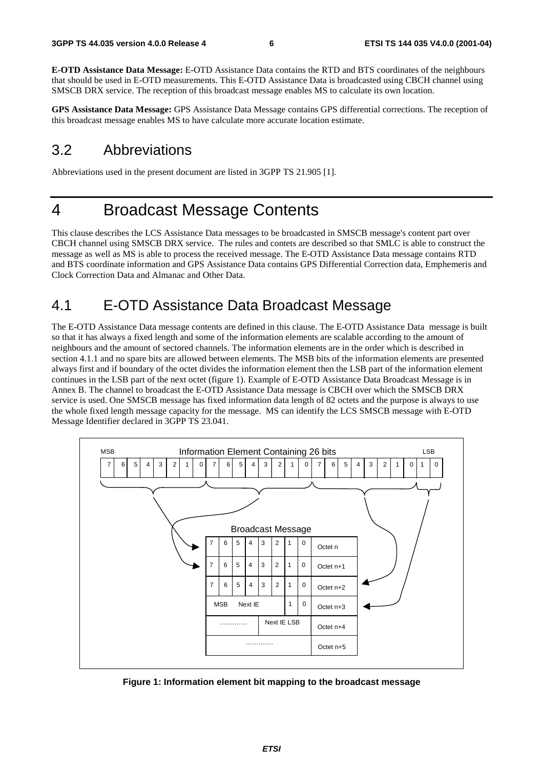**E-OTD Assistance Data Message:** E-OTD Assistance Data contains the RTD and BTS coordinates of the neighbours that should be used in E-OTD measurements. This E-OTD Assistance Data is broadcasted using CBCH channel using SMSCB DRX service. The reception of this broadcast message enables MS to calculate its own location.

**GPS Assistance Data Message:** GPS Assistance Data Message contains GPS differential corrections. The reception of this broadcast message enables MS to have calculate more accurate location estimate.

## 3.2 Abbreviations

Abbreviations used in the present document are listed in 3GPP TS 21.905 [1].

# 4 Broadcast Message Contents

This clause describes the LCS Assistance Data messages to be broadcasted in SMSCB message's content part over CBCH channel using SMSCB DRX service. The rules and contets are described so that SMLC is able to construct the message as well as MS is able to process the received message. The E-OTD Assistance Data message contains RTD and BTS coordinate information and GPS Assistance Data contains GPS Differential Correction data, Emphemeris and Clock Correction Data and Almanac and Other Data.

## 4.1 E-OTD Assistance Data Broadcast Message

The E-OTD Assistance Data message contents are defined in this clause. The E-OTD Assistance Data message is built so that it has always a fixed length and some of the information elements are scalable according to the amount of neighbours and the amount of sectored channels. The information elements are in the order which is described in section 4.1.1 and no spare bits are allowed between elements. The MSB bits of the information elements are presented always first and if boundary of the octet divides the information element then the LSB part of the information element continues in the LSB part of the next octet (figure 1). Example of E-OTD Assistance Data Broadcast Message is in Annex B. The channel to broadcast the E-OTD Assistance Data message is CBCH over which the SMSCB DRX service is used. One SMSCB message has fixed information data length of 82 octets and the purpose is always to use the whole fixed length message capacity for the message. MS can identify the LCS SMSCB message with E-OTD Message Identifier declared in 3GPP TS 23.041.

**Figure 1: Information element bit mapping to the broadcast message**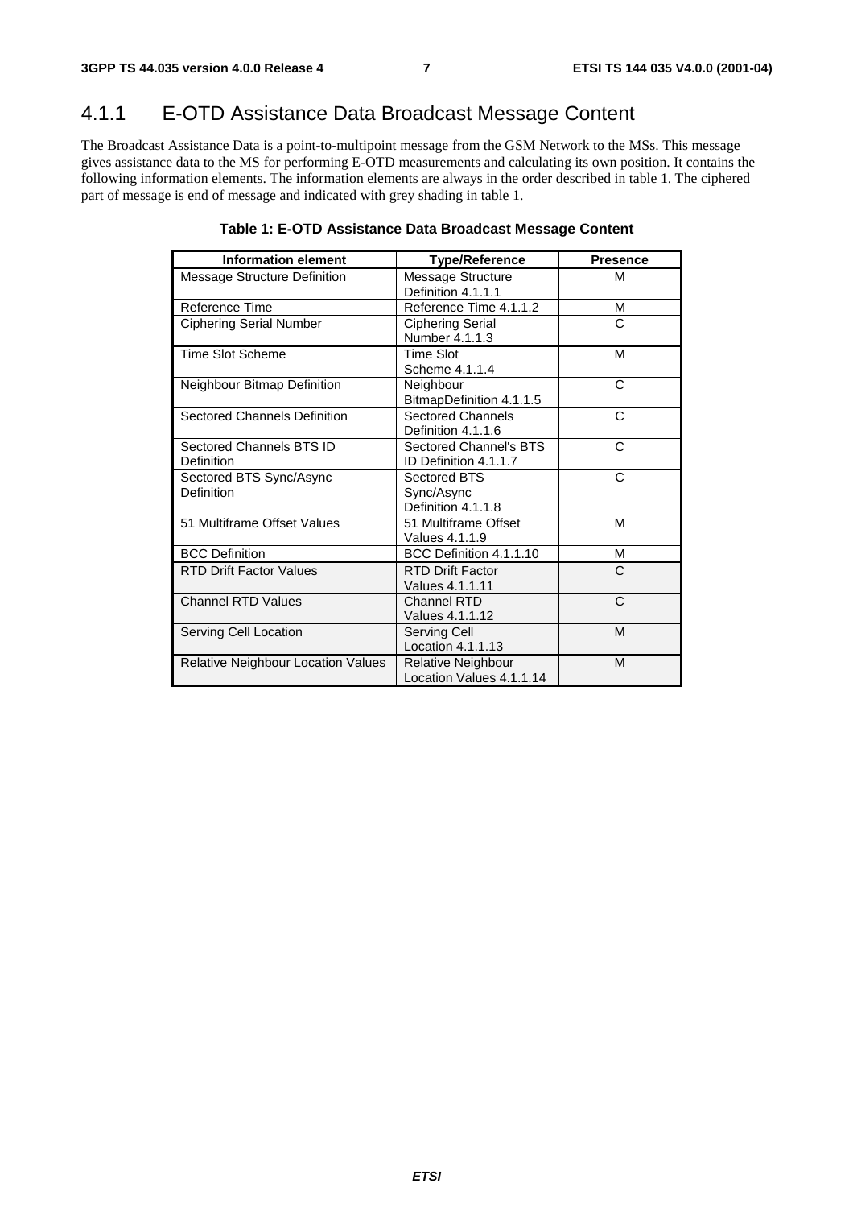### 4.1.1 E-OTD Assistance Data Broadcast Message Content

The Broadcast Assistance Data is a point-to-multipoint message from the GSM Network to the MSs. This message gives assistance data to the MS for performing E-OTD measurements and calculating its own position. It contains the following information elements. The information elements are always in the order described in table 1. The ciphered part of message is end of message and indicated with grey shading in table 1.

**Table 1: E-OTD Assistance Data Broadcast Message Content**

| Information element | Type/Reference | Presence |
|---|---|---|
| Message Structure Definition | Message Structure Definition 4.1.1.1 | M |
| Reference Time | Reference Time 4.1.1.2 | M |
| Ciphering Serial Number | Ciphering Serial Number 4.1.1.3 | C |
| Time Slot Scheme | Time Slot Scheme 4.1.1.4 | M |
| Neighbour Bitmap Definition | Neighbour BitmapDefinition 4.1.1.5 | C |
| Sectored Channels Definition | Sectored Channels Definition 4.1.1.6 | C |
| Sectored Channels BTS ID Definition | Sectored Channel's BTS ID Definition 4.1.1.7 | C |
| Sectored BTS Sync/Async Definition | Sectored BTS Sync/Async Definition 4.1.1.8 | C |
| 51 Multiframe Offset Values | 51 Multiframe Offset Values 4.1.1.9 | M |
| BCC Definition | BCC Definition 4.1.1.10 | M |
| RTD Drift Factor Values | RTD Drift Factor Values 4.1.1.11 | C |
| Channel RTD Values | Channel RTD Values 4.1.1.12 | C |
| Serving Cell Location | Serving Cell Location 4.1.1.13 | M |
| Relative Neighbour Location Values | Relative Neighbour Location Values 4.1.1.14 | M |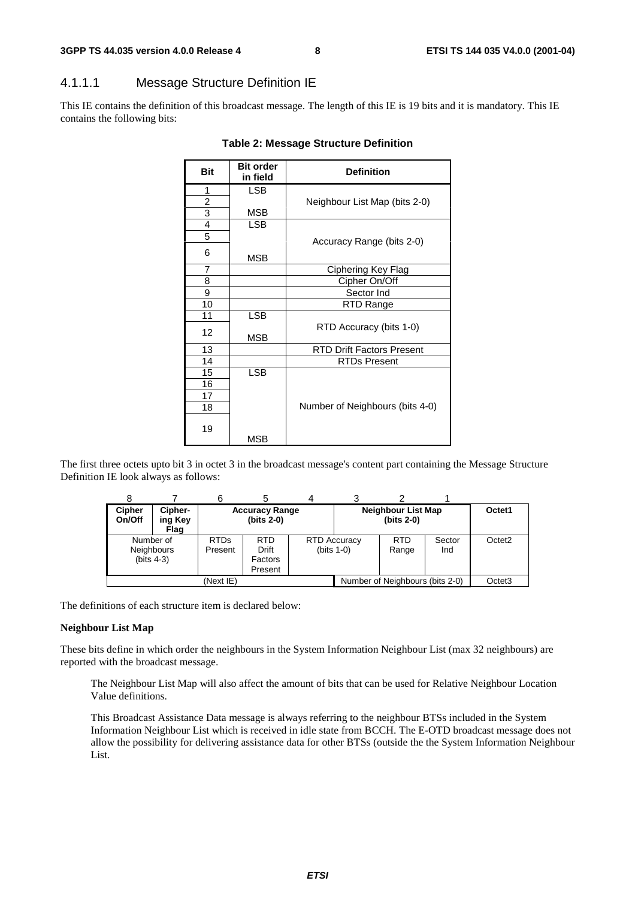### 4.1.1.1 Message Structure Definition IE

This IE contains the definition of this broadcast message. The length of this IE is 19 bits and it is mandatory. This IE contains the following bits:

**Table 2: Message Structure Definition**

| Bit | Bit order in field | Definition |
|---|---|---|
| 1 | LSB | Neighbour List Map (bits 2-0) |
| 2 | | |
| 3 | MSB | |
| 4 | LSB | Accuracy Range (bits 2-0) |
| 5 | | |
| 6 | MSB | |
| 7 | | Ciphering Key Flag |
| 8 | | Cipher On/Off |
| 9 | | Sector Ind |
| 10 | | RTD Range |
| 11 | LSB | RTD Accuracy (bits 1-0) |
| 12 | MSB | |
| 13 | | RTD Drift Factors Present |
| 14 | | RTDs Present |
| 15 | LSB | Number of Neighbours (bits 4-0) |
| 16 | | |
| 17 | | |
| 18 | | |
| 19 | MSB | |

The first three octets upto bit 3 in octet 3 in the broadcast message's content part containing the Message Structure Definition IE look always as follows:

| 8 | 7 | 6 | 5 | 4 | 3 | 2 | 1 | |
|---|---|---|---|---|---|---|---|---|
| **Cipher On/Off** | **Cipher-ing Key Flag** | **Accuracy Range (bits 2-0)** | | | **Neighbour List Map (bits 2-0)** | | | Octet1 |
| Number of Neighbours (bits 4-3) | | RTDs Present | RTD Drift Factors Present | RTD Accuracy (bits 1-0) | | RTD Range | Sector Ind | Octet2 |
| (Next IE) | | | | | Number of Neighbours (bits 2-0) | | | Octet3 |

The definitions of each structure item is declared below:

**Neighbour List Map**

These bits define in which order the neighbours in the System Information Neighbour List (max 32 neighbours) are reported with the broadcast message.

The Neighbour List Map will also affect the amount of bits that can be used for Relative Neighbour Location Value definitions.

This Broadcast Assistance Data message is always referring to the neighbour BTSs included in the System Information Neighbour List which is received in idle state from BCCH. The E-OTD broadcast message does not allow the possibility for delivering assistance data for other BTSs (outside the the System Information Neighbour List.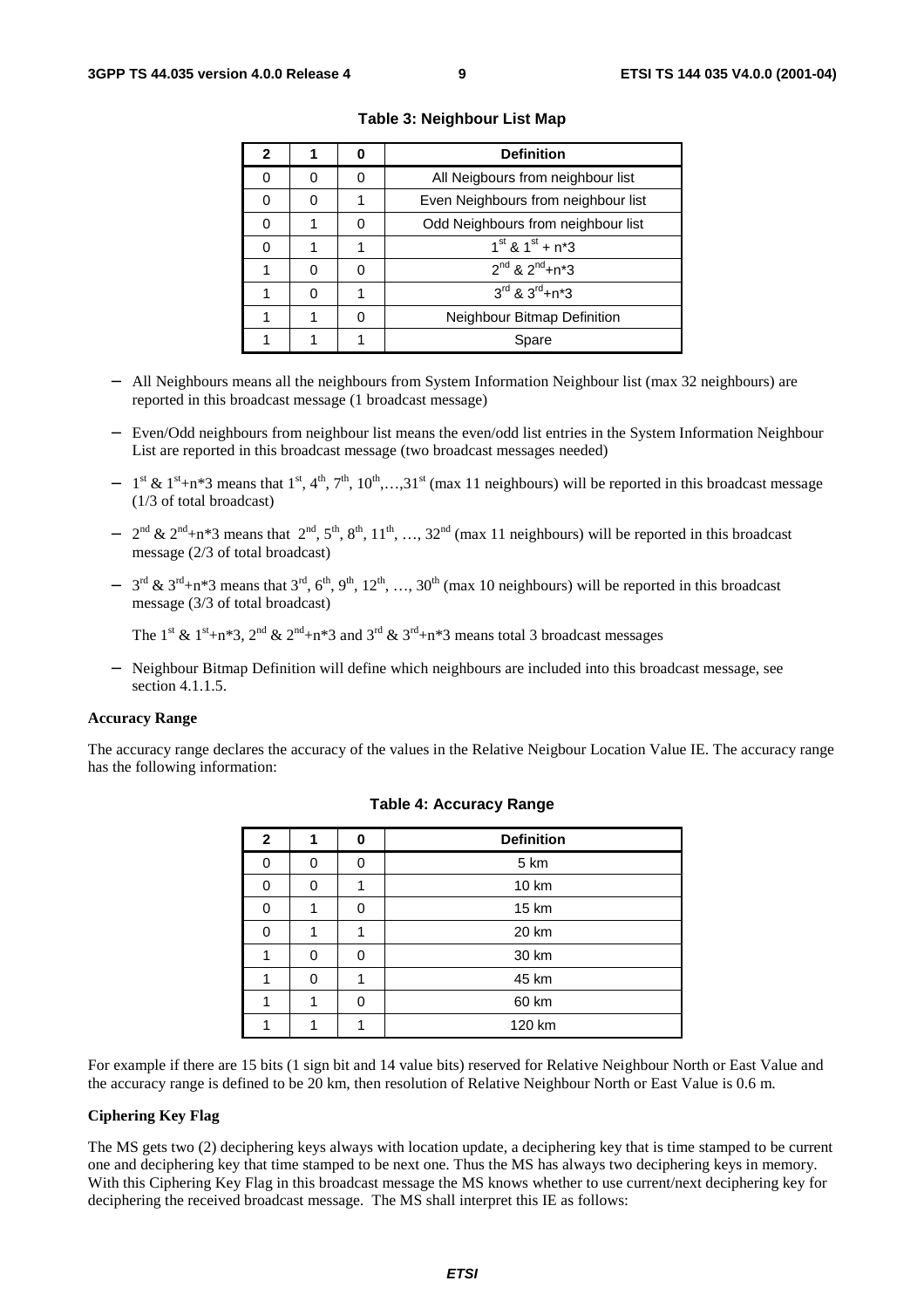**Table 3: Neighbour List Map**

| 2 | 1 | 0 | Definition |
|---|---|---|---|
| 0 | 0 | 0 | All Neigbours from neighbour list |
| 0 | 0 | 1 | Even Neighbours from neighbour list |
| 0 | 1 | 0 | Odd Neighbours from neighbour list |
| 0 | 1 | 1 | $1^{st}$ & $1^{st}$ + n*3 |
| 1 | 0 | 0 | $2^{nd}$ & $2^{nd}$+n*3 |
| 1 | 0 | 1 | $3^{rd}$ & $3^{rd}$+n*3 |
| 1 | 1 | 0 | Neighbour Bitmap Definition |
| 1 | 1 | 1 | Spare |

- All Neighbours means all the neighbours from System Information Neighbour list (max 32 neighbours) are reported in this broadcast message (1 broadcast message)
- Even/Odd neighbours from neighbour list means the even/odd list entries in the System Information Neighbour List are reported in this broadcast message (two broadcast messages needed)
- $1^{st}$ & $1^{st}$+n*3 means that $1^{st}$, $4^{th}$, $7^{th}$, $10^{th}$,…,$31^{st}$ (max 11 neighbours) will be reported in this broadcast message (1/3 of total broadcast)
- $2^{nd}$ & $2^{nd}$+n*3 means that $2^{nd}$, $5^{th}$, $8^{th}$, $11^{th}$, …, $32^{nd}$ (max 11 neighbours) will be reported in this broadcast message (2/3 of total broadcast)
- $3^{rd}$ & $3^{rd}$+n*3 means that $3^{rd}$, $6^{th}$, $9^{th}$, $12^{th}$, …, $30^{th}$ (max 10 neighbours) will be reported in this broadcast message (3/3 of total broadcast)

  The $1^{st}$ & $1^{st}$+n*3, $2^{nd}$ & $2^{nd}$+n*3 and $3^{rd}$ & $3^{rd}$+n*3 means total 3 broadcast messages

- Neighbour Bitmap Definition will define which neighbours are included into this broadcast message, see section 4.1.1.5.

**Accuracy Range**

The accuracy range declares the accuracy of the values in the Relative Neigbour Location Value IE. The accuracy range has the following information:

**Table 4: Accuracy Range**

| 2 | 1 | 0 | Definition |
|---|---|---|---|
| 0 | 0 | 0 | 5 km |
| 0 | 0 | 1 | 10 km |
| 0 | 1 | 0 | 15 km |
| 0 | 1 | 1 | 20 km |
| 1 | 0 | 0 | 30 km |
| 1 | 0 | 1 | 45 km |
| 1 | 1 | 0 | 60 km |
| 1 | 1 | 1 | 120 km |

For example if there are 15 bits (1 sign bit and 14 value bits) reserved for Relative Neighbour North or East Value and the accuracy range is defined to be 20 km, then resolution of Relative Neighbour North or East Value is 0.6 m.

**Ciphering Key Flag**

The MS gets two (2) deciphering keys always with location update, a deciphering key that is time stamped to be current one and deciphering key that time stamped to be next one. Thus the MS has always two deciphering keys in memory. With this Ciphering Key Flag in this broadcast message the MS knows whether to use current/next deciphering key for deciphering the received broadcast message. The MS shall interpret this IE as follows: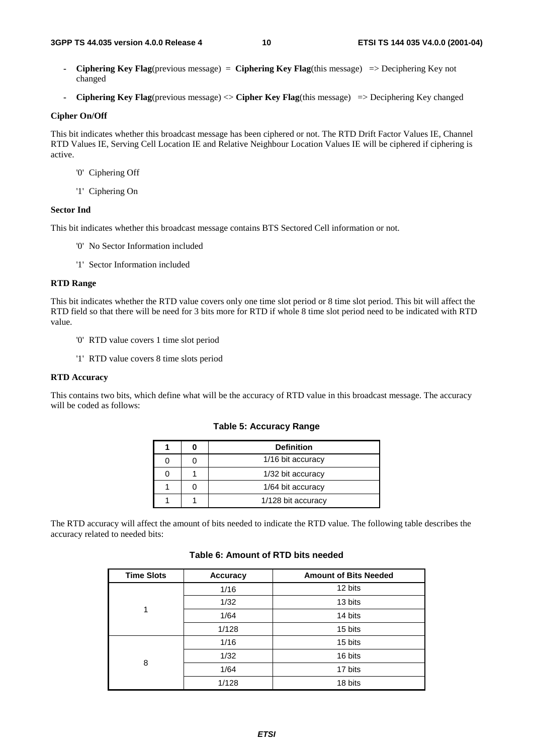- **Ciphering Key Flag**(previous message) = **Ciphering Key Flag**(this message) => Deciphering Key not changed
- **Ciphering Key Flag**(previous message) <> **Cipher Key Flag**(this message) => Deciphering Key changed

**Cipher On/Off**

This bit indicates whether this broadcast message has been ciphered or not. The RTD Drift Factor Values IE, Channel RTD Values IE, Serving Cell Location IE and Relative Neighbour Location Values IE will be ciphered if ciphering is active.

'0' Ciphering Off

'1' Ciphering On

**Sector Ind**

This bit indicates whether this broadcast message contains BTS Sectored Cell information or not.

'0' No Sector Information included

'1' Sector Information included

**RTD Range**

This bit indicates whether the RTD value covers only one time slot period or 8 time slot period. This bit will affect the RTD field so that there will be need for 3 bits more for RTD if whole 8 time slot period need to be indicated with RTD value.

'0' RTD value covers 1 time slot period

'1' RTD value covers 8 time slots period

**RTD Accuracy**

This contains two bits, which define what will be the accuracy of RTD value in this broadcast message. The accuracy will be coded as follows:

**Table 5: Accuracy Range**

| 1 | 0 | Definition |
|---|---|---|
| 0 | 0 | 1/16 bit accuracy |
| 0 | 1 | 1/32 bit accuracy |
| 1 | 0 | 1/64 bit accuracy |
| 1 | 1 | 1/128 bit accuracy |

The RTD accuracy will affect the amount of bits needed to indicate the RTD value. The following table describes the accuracy related to needed bits:

**Table 6: Amount of RTD bits needed**

| Time Slots | Accuracy | Amount of Bits Needed |
|---|---|---|
| 1 | 1/16 | 12 bits |
| | 1/32 | 13 bits |
| | 1/64 | 14 bits |
| | 1/128 | 15 bits |
| 8 | 1/16 | 15 bits |
| | 1/32 | 16 bits |
| | 1/64 | 17 bits |
| | 1/128 | 18 bits |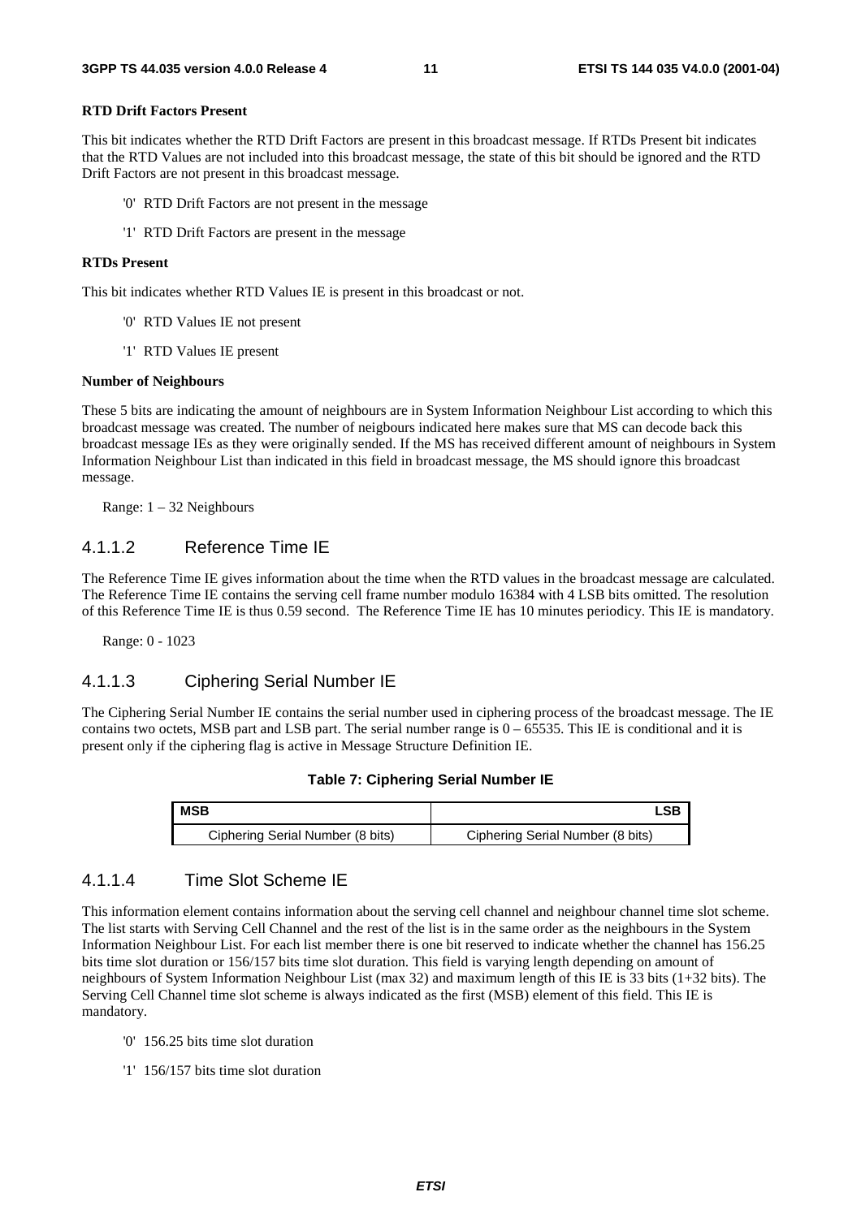**RTD Drift Factors Present**

This bit indicates whether the RTD Drift Factors are present in this broadcast message. If RTDs Present bit indicates that the RTD Values are not included into this broadcast message, the state of this bit should be ignored and the RTD Drift Factors are not present in this broadcast message.

- '0' RTD Drift Factors are not present in the message
- '1' RTD Drift Factors are present in the message

**RTDs Present**

This bit indicates whether RTD Values IE is present in this broadcast or not.

- '0' RTD Values IE not present
- '1' RTD Values IE present

**Number of Neighbours**

These 5 bits are indicating the amount of neighbours are in System Information Neighbour List according to which this broadcast message was created. The number of neigbours indicated here makes sure that MS can decode back this broadcast message IEs as they were originally sended. If the MS has received different amount of neighbours in System Information Neighbour List than indicated in this field in broadcast message, the MS should ignore this broadcast message.

Range: 1 – 32 Neighbours

### 4.1.1.2 Reference Time IE

The Reference Time IE gives information about the time when the RTD values in the broadcast message are calculated. The Reference Time IE contains the serving cell frame number modulo 16384 with 4 LSB bits omitted. The resolution of this Reference Time IE is thus 0.59 second. The Reference Time IE has 10 minutes periodicy. This IE is mandatory.

Range: 0 - 1023

### 4.1.1.3 Ciphering Serial Number IE

The Ciphering Serial Number IE contains the serial number used in ciphering process of the broadcast message. The IE contains two octets, MSB part and LSB part. The serial number range is 0 – 65535. This IE is conditional and it is present only if the ciphering flag is active in Message Structure Definition IE.

**Table 7: Ciphering Serial Number IE**

| MSB | LSB |
|---|---|
| Ciphering Serial Number (8 bits) | Ciphering Serial Number (8 bits) |

### 4.1.1.4 Time Slot Scheme IE

This information element contains information about the serving cell channel and neighbour channel time slot scheme. The list starts with Serving Cell Channel and the rest of the list is in the same order as the neighbours in the System Information Neighbour List. For each list member there is one bit reserved to indicate whether the channel has 156.25 bits time slot duration or 156/157 bits time slot duration. This field is varying length depending on amount of neighbours of System Information Neighbour List (max 32) and maximum length of this IE is 33 bits (1+32 bits). The Serving Cell Channel time slot scheme is always indicated as the first (MSB) element of this field. This IE is mandatory.

- '0' 156.25 bits time slot duration
- '1' 156/157 bits time slot duration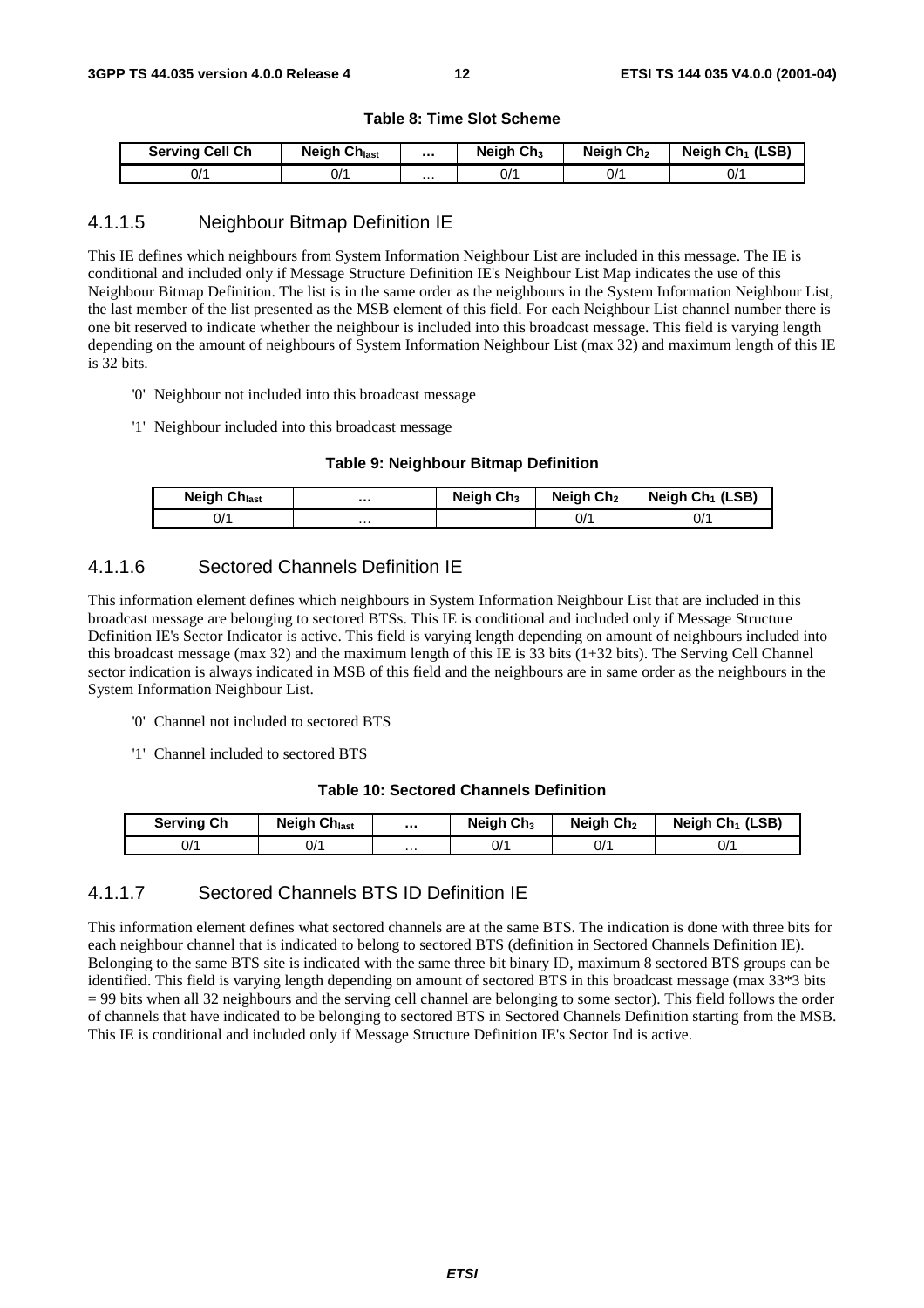**Table 8: Time Slot Scheme**

| Serving Cell Ch | Neigh $Ch_{last}$ | ... | Neigh $Ch_3$ | Neigh $Ch_2$ | Neigh $Ch_1$ (LSB) |
|---|---|---|---|---|---|
| 0/1 | 0/1 | ... | 0/1 | 0/1 | 0/1 |

### 4.1.1.5 Neighbour Bitmap Definition IE

This IE defines which neighbours from System Information Neighbour List are included in this message. The IE is conditional and included only if Message Structure Definition IE's Neighbour List Map indicates the use of this Neighbour Bitmap Definition. The list is in the same order as the neighbours in the System Information Neighbour List, the last member of the list presented as the MSB element of this field. For each Neighbour List channel number there is one bit reserved to indicate whether the neighbour is included into this broadcast message. This field is varying length depending on the amount of neighbours of System Information Neighbour List (max 32) and maximum length of this IE is 32 bits.

- '0' Neighbour not included into this broadcast message
- '1' Neighbour included into this broadcast message

**Table 9: Neighbour Bitmap Definition**

| Neigh $Ch_{last}$ | ... | Neigh $Ch_3$ | Neigh $Ch_2$ | Neigh $Ch_1$ (LSB) |
|---|---|---|---|---|
| 0/1 | ... | | 0/1 | 0/1 |

### 4.1.1.6 Sectored Channels Definition IE

This information element defines which neighbours in System Information Neighbour List that are included in this broadcast message are belonging to sectored BTSs. This IE is conditional and included only if Message Structure Definition IE's Sector Indicator is active. This field is varying length depending on amount of neighbours included into this broadcast message (max 32) and the maximum length of this IE is 33 bits (1+32 bits). The Serving Cell Channel sector indication is always indicated in MSB of this field and the neighbours are in same order as the neighbours in the System Information Neighbour List.

- '0' Channel not included to sectored BTS
- '1' Channel included to sectored BTS

**Table 10: Sectored Channels Definition**

| Serving Ch | Neigh $Ch_{last}$ | ... | Neigh $Ch_3$ | Neigh $Ch_2$ | Neigh $Ch_1$ (LSB) |
|---|---|---|---|---|---|
| 0/1 | 0/1 | ... | 0/1 | 0/1 | 0/1 |

### 4.1.1.7 Sectored Channels BTS ID Definition IE

This information element defines what sectored channels are at the same BTS. The indication is done with three bits for each neighbour channel that is indicated to belong to sectored BTS (definition in Sectored Channels Definition IE). Belonging to the same BTS site is indicated with the same three bit binary ID, maximum 8 sectored BTS groups can be identified. This field is varying length depending on amount of sectored BTS in this broadcast message (max 33*3 bits = 99 bits when all 32 neighbours and the serving cell channel are belonging to some sector). This field follows the order of channels that have indicated to be belonging to sectored BTS in Sectored Channels Definition starting from the MSB. This IE is conditional and included only if Message Structure Definition IE's Sector Ind is active.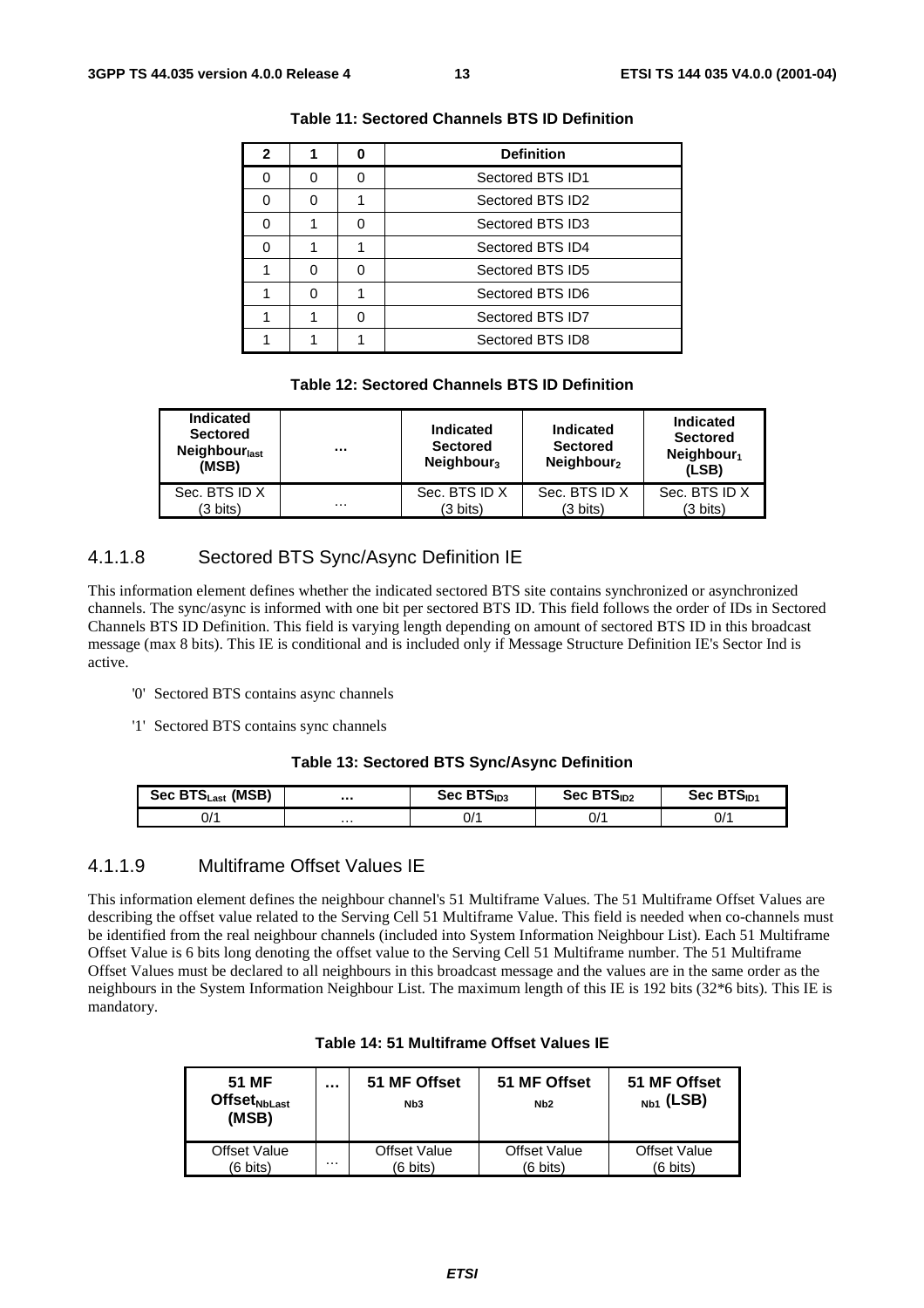**Table 11: Sectored Channels BTS ID Definition**

| 2 | 1 | 0 | Definition |
|---|---|---|---|
| 0 | 0 | 0 | Sectored BTS ID1 |
| 0 | 0 | 1 | Sectored BTS ID2 |
| 0 | 1 | 0 | Sectored BTS ID3 |
| 0 | 1 | 1 | Sectored BTS ID4 |
| 1 | 0 | 0 | Sectored BTS ID5 |
| 1 | 0 | 1 | Sectored BTS ID6 |
| 1 | 1 | 0 | Sectored BTS ID7 |
| 1 | 1 | 1 | Sectored BTS ID8 |

**Table 12: Sectored Channels BTS ID Definition**

| Indicated Sectored $Neighbour_{last}$ (MSB) | ... | Indicated Sectored $Neighbour_3$ | Indicated Sectored $Neighbour_2$ | Indicated Sectored $Neighbour_1$ (LSB) |
|---|---|---|---|---|
| Sec. BTS ID X (3 bits) | ... | Sec. BTS ID X (3 bits) | Sec. BTS ID X (3 bits) | Sec. BTS ID X (3 bits) |

### 4.1.1.8 Sectored BTS Sync/Async Definition IE

This information element defines whether the indicated sectored BTS site contains synchronized or asynchronized channels. The sync/async is informed with one bit per sectored BTS ID. This field follows the order of IDs in Sectored Channels BTS ID Definition. This field is varying length depending on amount of sectored BTS ID in this broadcast message (max 8 bits). This IE is conditional and is included only if Message Structure Definition IE's Sector Ind is active.

- '0' Sectored BTS contains async channels
- '1' Sectored BTS contains sync channels

**Table 13: Sectored BTS Sync/Async Definition**

| Sec $BTS_{Last}$ (MSB) | ... | Sec $BTS_{ID3}$ | Sec $BTS_{ID2}$ | Sec $BTS_{ID1}$ |
|---|---|---|---|---|
| 0/1 | ... | 0/1 | 0/1 | 0/1 |

### 4.1.1.9 Multiframe Offset Values IE

This information element defines the neighbour channel's 51 Multiframe Values. The 51 Multiframe Offset Values are describing the offset value related to the Serving Cell 51 Multiframe Value. This field is needed when co-channels must be identified from the real neighbour channels (included into System Information Neighbour List). Each 51 Multiframe Offset Value is 6 bits long denoting the offset value to the Serving Cell 51 Multiframe number. The 51 Multiframe Offset Values must be declared to all neighbours in this broadcast message and the values are in the same order as the neighbours in the System Information Neighbour List. The maximum length of this IE is 192 bits (32*6 bits). This IE is mandatory.

**Table 14: 51 Multiframe Offset Values IE**

| 51 MF $Offset_{NbLast}$ (MSB) | ... | 51 MF Offset $_{Nb3}$ | 51 MF Offset $_{Nb2}$ | 51 MF Offset $_{Nb1}$ (LSB) |
|---|---|---|---|---|
| Offset Value (6 bits) | ... | Offset Value (6 bits) | Offset Value (6 bits) | Offset Value (6 bits) |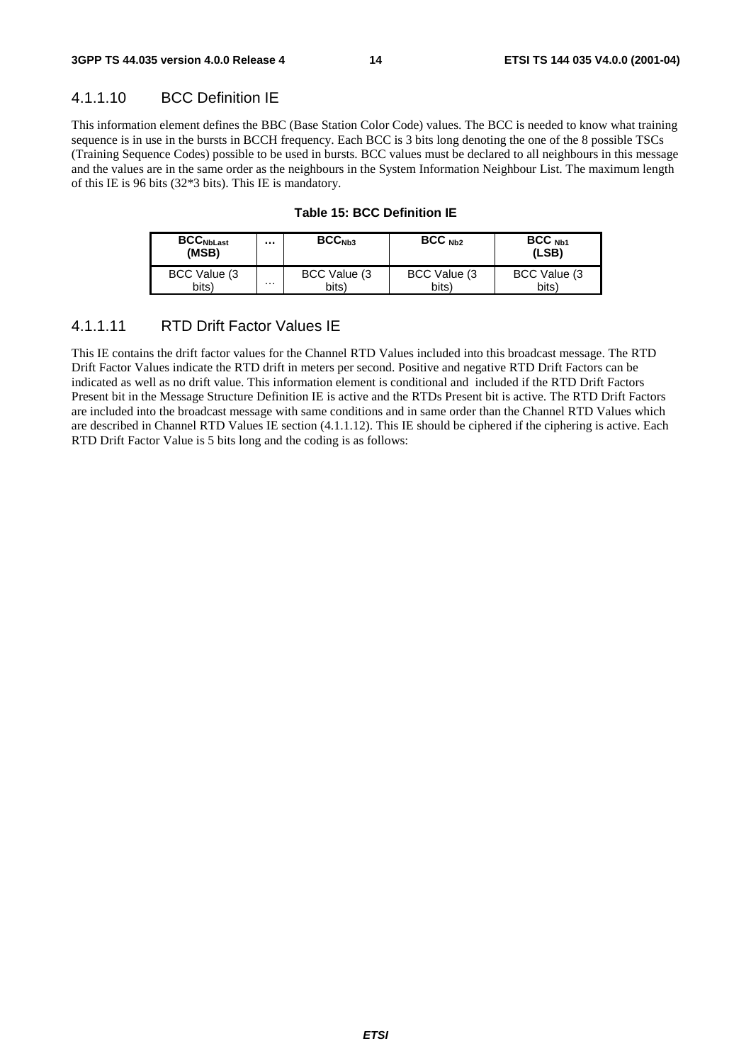#### 4.1.1.10 BCC Definition IE

This information element defines the BBC (Base Station Color Code) values. The BCC is needed to know what training sequence is in use in the bursts in BCCH frequency. Each BCC is 3 bits long denoting the one of the 8 possible TSCs (Training Sequence Codes) possible to be used in bursts. BCC values must be declared to all neighbours in this message and the values are in the same order as the neighbours in the System Information Neighbour List. The maximum length of this IE is 96 bits (32*3 bits). This IE is mandatory.

**Table 15: BCC Definition IE**

| $BCC_{NbLast}$ (MSB) | ... | $BCC_{Nb3}$ | $BCC_{Nb2}$ | $BCC_{Nb1}$ (LSB) |
|---|---|---|---|---|
| BCC Value (3 bits) | ... | BCC Value (3 bits) | BCC Value (3 bits) | BCC Value (3 bits) |

#### 4.1.1.11 RTD Drift Factor Values IE

This IE contains the drift factor values for the Channel RTD Values included into this broadcast message. The RTD Drift Factor Values indicate the RTD drift in meters per second. Positive and negative RTD Drift Factors can be indicated as well as no drift value. This information element is conditional and included if the RTD Drift Factors Present bit in the Message Structure Definition IE is active and the RTDs Present bit is active. The RTD Drift Factors are included into the broadcast message with same conditions and in same order than the Channel RTD Values which are described in Channel RTD Values IE section (4.1.1.12). This IE should be ciphered if the ciphering is active. Each RTD Drift Factor Value is 5 bits long and the coding is as follows: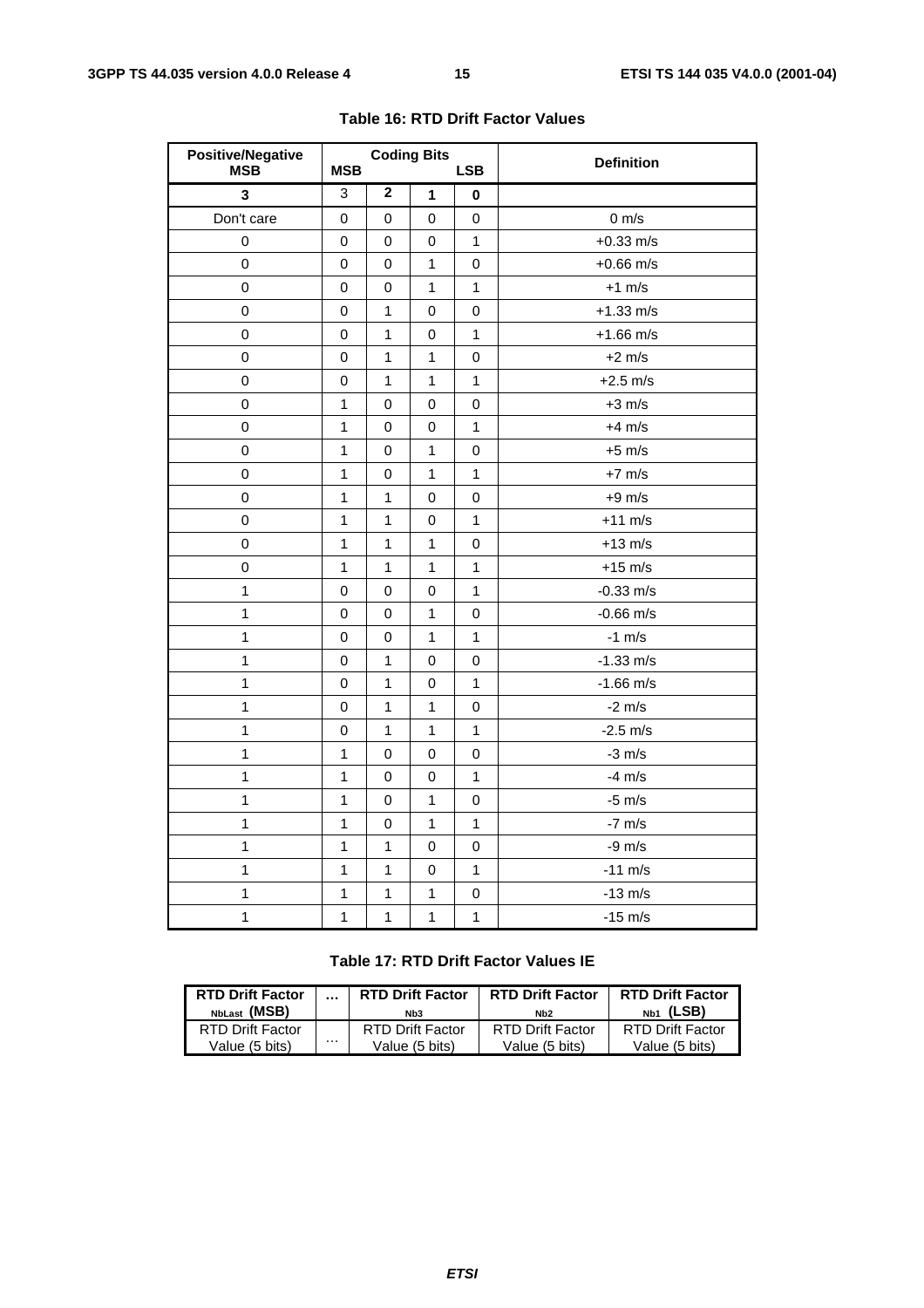**Table 16: RTD Drift Factor Values**

| Positive/Negative MSB | Coding Bits MSB | | | LSB | Definition |
|---|---|---|---|---|---|
| **3** | 3 | **2** | **1** | **0** | |
| Don't care | 0 | 0 | 0 | 0 | 0 m/s |
| 0 | 0 | 0 | 0 | 1 | +0.33 m/s |
| 0 | 0 | 0 | 1 | 0 | +0.66 m/s |
| 0 | 0 | 0 | 1 | 1 | +1 m/s |
| 0 | 0 | 1 | 0 | 0 | +1.33 m/s |
| 0 | 0 | 1 | 0 | 1 | +1.66 m/s |
| 0 | 0 | 1 | 1 | 0 | +2 m/s |
| 0 | 0 | 1 | 1 | 1 | +2.5 m/s |
| 0 | 1 | 0 | 0 | 0 | +3 m/s |
| 0 | 1 | 0 | 0 | 1 | +4 m/s |
| 0 | 1 | 0 | 1 | 0 | +5 m/s |
| 0 | 1 | 0 | 1 | 1 | +7 m/s |
| 0 | 1 | 1 | 0 | 0 | +9 m/s |
| 0 | 1 | 1 | 0 | 1 | +11 m/s |
| 0 | 1 | 1 | 1 | 0 | +13 m/s |
| 0 | 1 | 1 | 1 | 1 | +15 m/s |
| 1 | 0 | 0 | 0 | 1 | -0.33 m/s |
| 1 | 0 | 0 | 1 | 0 | -0.66 m/s |
| 1 | 0 | 0 | 1 | 1 | -1 m/s |
| 1 | 0 | 1 | 0 | 0 | -1.33 m/s |
| 1 | 0 | 1 | 0 | 1 | -1.66 m/s |
| 1 | 0 | 1 | 1 | 0 | -2 m/s |
| 1 | 0 | 1 | 1 | 1 | -2.5 m/s |
| 1 | 1 | 0 | 0 | 0 | -3 m/s |
| 1 | 1 | 0 | 0 | 1 | -4 m/s |
| 1 | 1 | 0 | 1 | 0 | -5 m/s |
| 1 | 1 | 0 | 1 | 1 | -7 m/s |
| 1 | 1 | 1 | 0 | 0 | -9 m/s |
| 1 | 1 | 1 | 0 | 1 | -11 m/s |
| 1 | 1 | 1 | 1 | 0 | -13 m/s |
| 1 | 1 | 1 | 1 | 1 | -15 m/s |

**Table 17: RTD Drift Factor Values IE**

| RTD Drift Factor $_{NbLast}$ (MSB) | … | RTD Drift Factor $_{Nb3}$ | RTD Drift Factor $_{Nb2}$ | RTD Drift Factor $_{Nb1}$ (LSB) |
|---|---|---|---|---|
| RTD Drift Factor Value (5 bits) | … | RTD Drift Factor Value (5 bits) | RTD Drift Factor Value (5 bits) | RTD Drift Factor Value (5 bits) |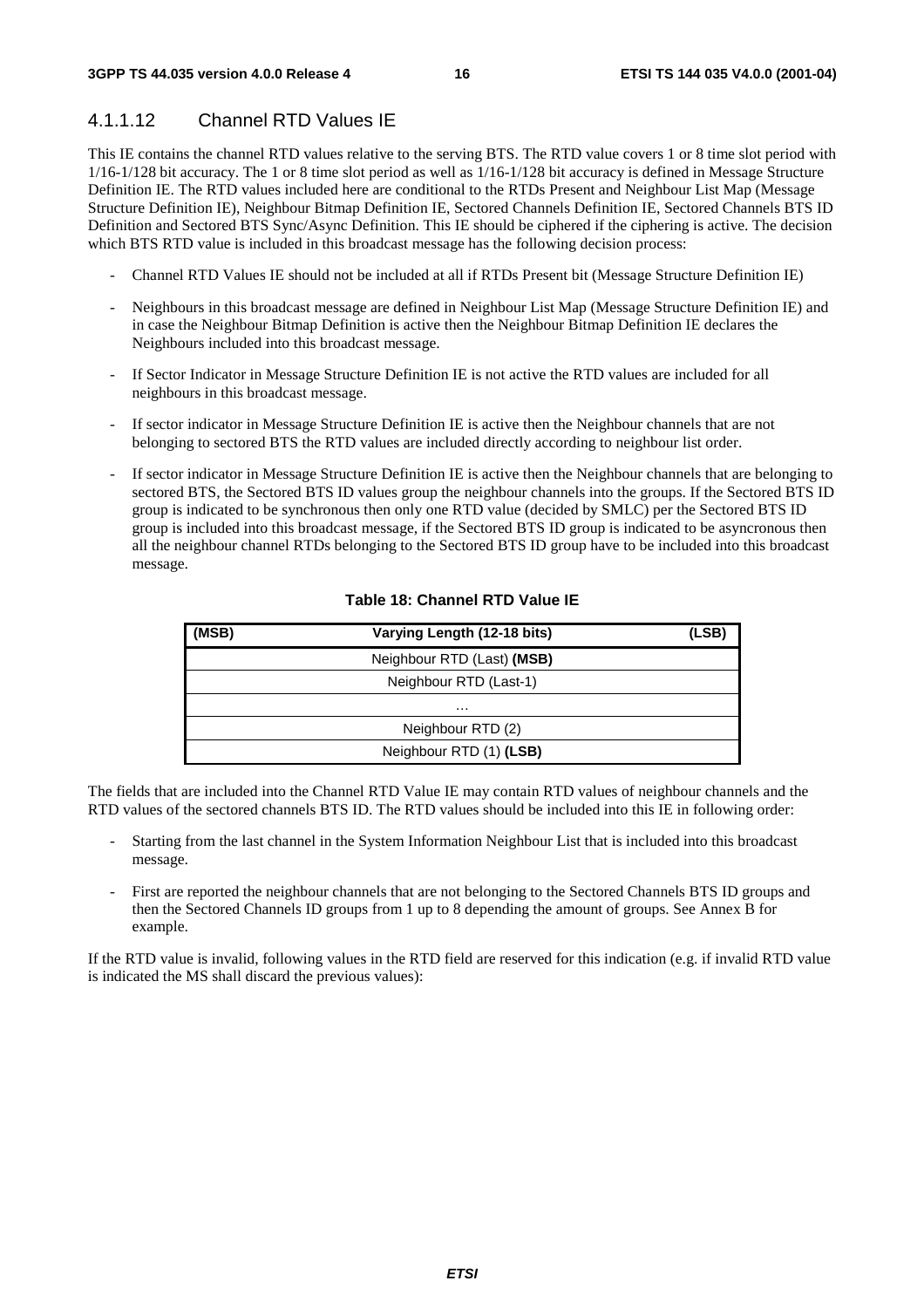#### 4.1.1.12 Channel RTD Values IE

This IE contains the channel RTD values relative to the serving BTS. The RTD value covers 1 or 8 time slot period with 1/16-1/128 bit accuracy. The 1 or 8 time slot period as well as 1/16-1/128 bit accuracy is defined in Message Structure Definition IE. The RTD values included here are conditional to the RTDs Present and Neighbour List Map (Message Structure Definition IE), Neighbour Bitmap Definition IE, Sectored Channels Definition IE, Sectored Channels BTS ID Definition and Sectored BTS Sync/Async Definition. This IE should be ciphered if the ciphering is active. The decision which BTS RTD value is included in this broadcast message has the following decision process:

- Channel RTD Values IE should not be included at all if RTDs Present bit (Message Structure Definition IE)
- Neighbours in this broadcast message are defined in Neighbour List Map (Message Structure Definition IE) and in case the Neighbour Bitmap Definition is active then the Neighbour Bitmap Definition IE declares the Neighbours included into this broadcast message.
- If Sector Indicator in Message Structure Definition IE is not active the RTD values are included for all neighbours in this broadcast message.
- If sector indicator in Message Structure Definition IE is active then the Neighbour channels that are not belonging to sectored BTS the RTD values are included directly according to neighbour list order.
- If sector indicator in Message Structure Definition IE is active then the Neighbour channels that are belonging to sectored BTS, the Sectored BTS ID values group the neighbour channels into the groups. If the Sectored BTS ID group is indicated to be synchronous then only one RTD value (decided by SMLC) per the Sectored BTS ID group is included into this broadcast message, if the Sectored BTS ID group is indicated to be asyncronous then all the neighbour channel RTDs belonging to the Sectored BTS ID group have to be included into this broadcast message.

**Table 18: Channel RTD Value IE**

| (MSB) Varying Length (12-18 bits) (LSB) |
|---|
| Neighbour RTD (Last) **(MSB)** |
| Neighbour RTD (Last-1) |
| … |
| Neighbour RTD (2) |
| Neighbour RTD (1) **(LSB)** |

The fields that are included into the Channel RTD Value IE may contain RTD values of neighbour channels and the RTD values of the sectored channels BTS ID. The RTD values should be included into this IE in following order:

- Starting from the last channel in the System Information Neighbour List that is included into this broadcast message.
- First are reported the neighbour channels that are not belonging to the Sectored Channels BTS ID groups and then the Sectored Channels ID groups from 1 up to 8 depending the amount of groups. See Annex B for example.

If the RTD value is invalid, following values in the RTD field are reserved for this indication (e.g. if invalid RTD value is indicated the MS shall discard the previous values):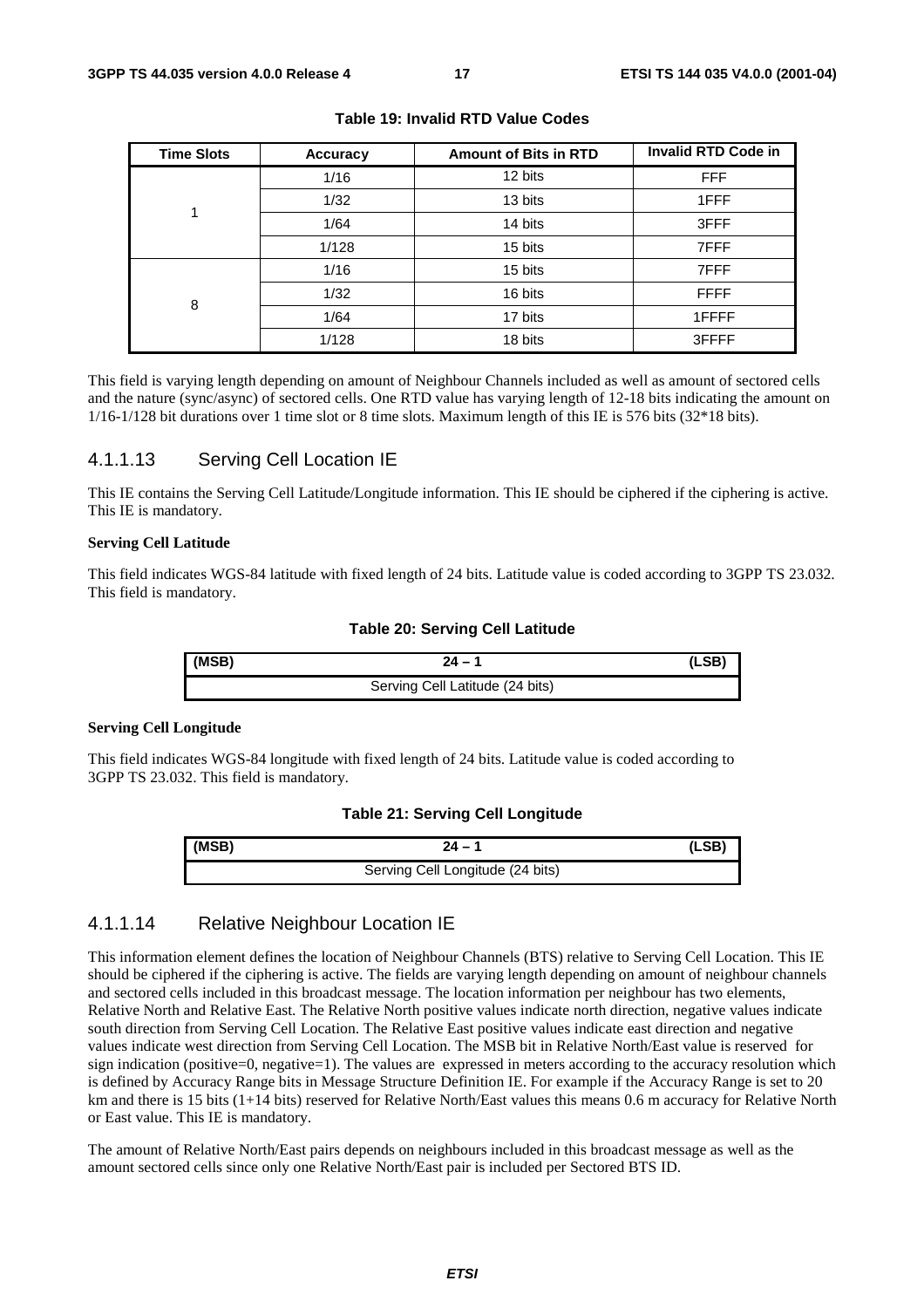**Table 19: Invalid RTD Value Codes**

| Time Slots | Accuracy | Amount of Bits in RTD | Invalid RTD Code in |
|---|---|---|---|
| 1 | 1/16 | 12 bits | FFF |
| | 1/32 | 13 bits | 1FFF |
| | 1/64 | 14 bits | 3FFF |
| | 1/128 | 15 bits | 7FFF |
| 8 | 1/16 | 15 bits | 7FFF |
| | 1/32 | 16 bits | FFFF |
| | 1/64 | 17 bits | 1FFFF |
| | 1/128 | 18 bits | 3FFFF |

This field is varying length depending on amount of Neighbour Channels included as well as amount of sectored cells and the nature (sync/async) of sectored cells. One RTD value has varying length of 12-18 bits indicating the amount on 1/16-1/128 bit durations over 1 time slot or 8 time slots. Maximum length of this IE is 576 bits (32*18 bits).

### 4.1.1.13 Serving Cell Location IE

This IE contains the Serving Cell Latitude/Longitude information. This IE should be ciphered if the ciphering is active. This IE is mandatory.

**Serving Cell Latitude**

This field indicates WGS-84 latitude with fixed length of 24 bits. Latitude value is coded according to 3GPP TS 23.032. This field is mandatory.

**Table 20: Serving Cell Latitude**

| (MSB) | 24 – 1 | (LSB) |
|---|---|---|
| Serving Cell Latitude (24 bits) | | |

**Serving Cell Longitude**

This field indicates WGS-84 longitude with fixed length of 24 bits. Latitude value is coded according to 3GPP TS 23.032. This field is mandatory.

**Table 21: Serving Cell Longitude**

| (MSB) | 24 – 1 | (LSB) |
|---|---|---|
| Serving Cell Longitude (24 bits) | | |

### 4.1.1.14 Relative Neighbour Location IE

This information element defines the location of Neighbour Channels (BTS) relative to Serving Cell Location. This IE should be ciphered if the ciphering is active. The fields are varying length depending on amount of neighbour channels and sectored cells included in this broadcast message. The location information per neighbour has two elements, Relative North and Relative East. The Relative North positive values indicate north direction, negative values indicate south direction from Serving Cell Location. The Relative East positive values indicate east direction and negative values indicate west direction from Serving Cell Location. The MSB bit in Relative North/East value is reserved for sign indication (positive=0, negative=1). The values are expressed in meters according to the accuracy resolution which is defined by Accuracy Range bits in Message Structure Definition IE. For example if the Accuracy Range is set to 20 km and there is 15 bits (1+14 bits) reserved for Relative North/East values this means 0.6 m accuracy for Relative North or East value. This IE is mandatory.

The amount of Relative North/East pairs depends on neighbours included in this broadcast message as well as the amount sectored cells since only one Relative North/East pair is included per Sectored BTS ID.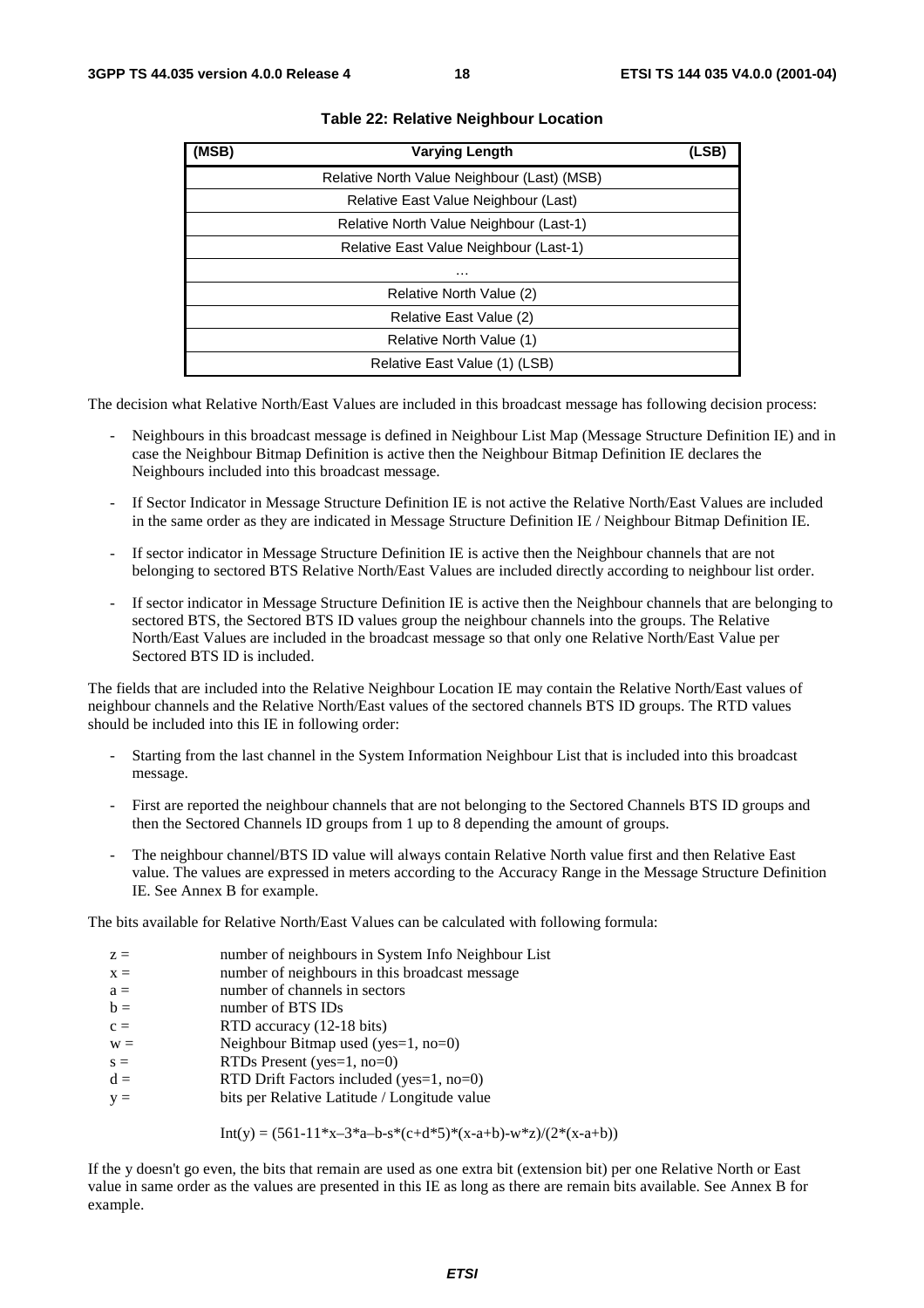**Table 22: Relative Neighbour Location**

| (MSB) | Varying Length | (LSB) |
|---|---|---|
| | Relative North Value Neighbour (Last) (MSB) | |
| | Relative East Value Neighbour (Last) | |
| | Relative North Value Neighbour (Last-1) | |
| | Relative East Value Neighbour (Last-1) | |
| | … | |
| | Relative North Value (2) | |
| | Relative East Value (2) | |
| | Relative North Value (1) | |
| | Relative East Value (1) (LSB) | |

The decision what Relative North/East Values are included in this broadcast message has following decision process:

- Neighbours in this broadcast message is defined in Neighbour List Map (Message Structure Definition IE) and in case the Neighbour Bitmap Definition is active then the Neighbour Bitmap Definition IE declares the Neighbours included into this broadcast message.
- If Sector Indicator in Message Structure Definition IE is not active the Relative North/East Values are included in the same order as they are indicated in Message Structure Definition IE / Neighbour Bitmap Definition IE.
- If sector indicator in Message Structure Definition IE is active then the Neighbour channels that are not belonging to sectored BTS Relative North/East Values are included directly according to neighbour list order.
- If sector indicator in Message Structure Definition IE is active then the Neighbour channels that are belonging to sectored BTS, the Sectored BTS ID values group the neighbour channels into the groups. The Relative North/East Values are included in the broadcast message so that only one Relative North/East Value per Sectored BTS ID is included.

The fields that are included into the Relative Neighbour Location IE may contain the Relative North/East values of neighbour channels and the Relative North/East values of the sectored channels BTS ID groups. The RTD values should be included into this IE in following order:

- Starting from the last channel in the System Information Neighbour List that is included into this broadcast message.
- First are reported the neighbour channels that are not belonging to the Sectored Channels BTS ID groups and then the Sectored Channels ID groups from 1 up to 8 depending the amount of groups.
- The neighbour channel/BTS ID value will always contain Relative North value first and then Relative East value. The values are expressed in meters according to the Accuracy Range in the Message Structure Definition IE. See Annex B for example.

The bits available for Relative North/East Values can be calculated with following formula:

$z$ = number of neighbours in System Info Neighbour List
$x$ = number of neighbours in this broadcast message
$a$ = number of channels in sectors
$b$ = number of BTS IDs
$c$ = RTD accuracy (12-18 bits)
$w$ = Neighbour Bitmap used (yes=1, no=0)
$s$ = RTDs Present (yes=1, no=0)
$d$ = RTD Drift Factors included (yes=1, no=0)
$y$ = bits per Relative Latitude / Longitude value

$$\text{Int}(y) = (561-11*x-3*a-b-s*(c+d*5)*(x-a+b)-w*z)/(2*(x-a+b))$$

If the y doesn't go even, the bits that remain are used as one extra bit (extension bit) per one Relative North or East value in same order as the values are presented in this IE as long as there are remain bits available. See Annex B for example.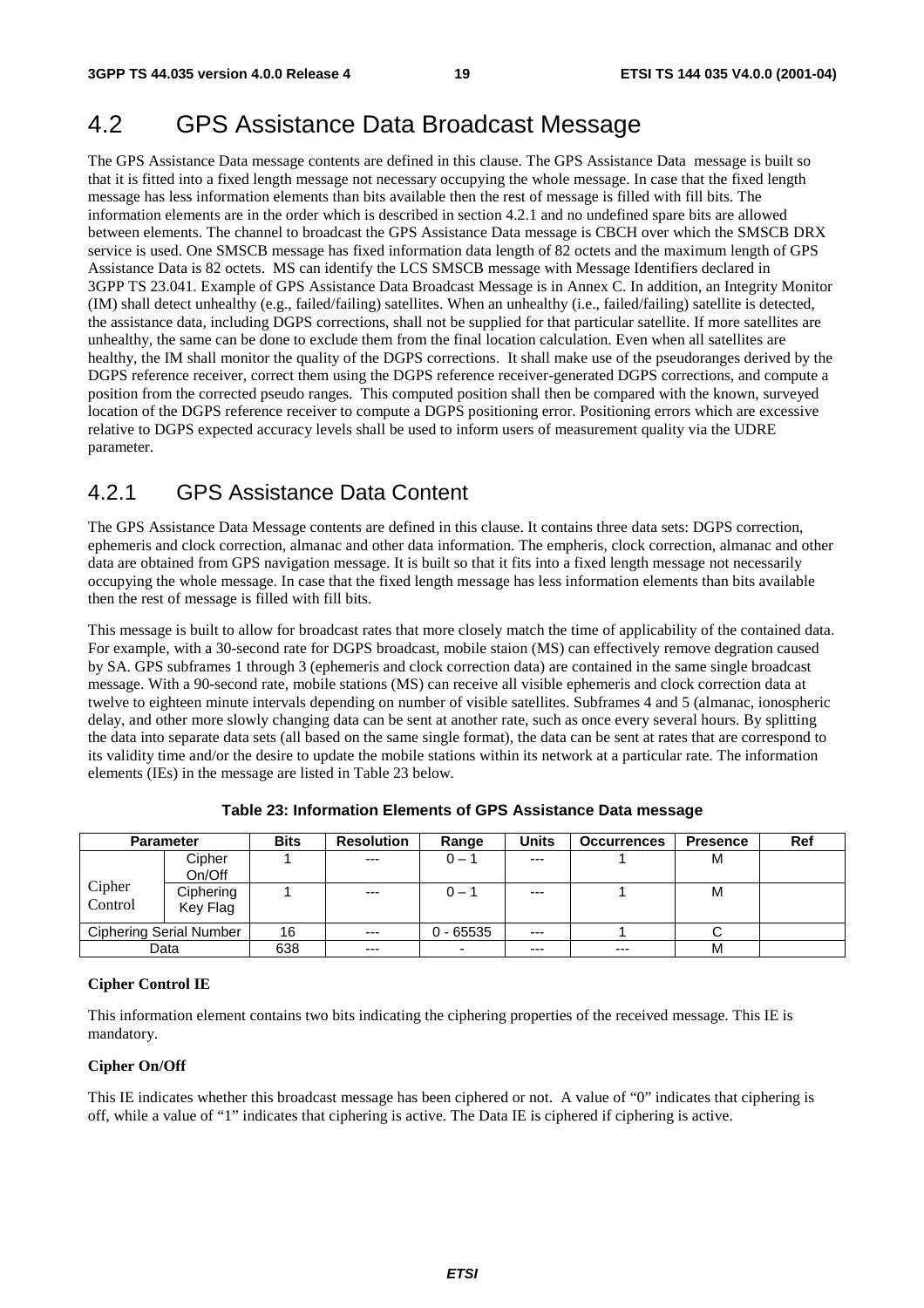## 4.2 GPS Assistance Data Broadcast Message

The GPS Assistance Data message contents are defined in this clause. The GPS Assistance Data message is built so that it is fitted into a fixed length message not necessary occupying the whole message. In case that the fixed length message has less information elements than bits available then the rest of message is filled with fill bits. The information elements are in the order which is described in section 4.2.1 and no undefined spare bits are allowed between elements. The channel to broadcast the GPS Assistance Data message is CBCH over which the SMSCB DRX service is used. One SMSCB message has fixed information data length of 82 octets and the maximum length of GPS Assistance Data is 82 octets. MS can identify the LCS SMSCB message with Message Identifiers declared in 3GPP TS 23.041. Example of GPS Assistance Data Broadcast Message is in Annex C. In addition, an Integrity Monitor (IM) shall detect unhealthy (e.g., failed/failing) satellites. When an unhealthy (i.e., failed/failing) satellite is detected, the assistance data, including DGPS corrections, shall not be supplied for that particular satellite. If more satellites are unhealthy, the same can be done to exclude them from the final location calculation. Even when all satellites are healthy, the IM shall monitor the quality of the DGPS corrections. It shall make use of the pseudoranges derived by the DGPS reference receiver, correct them using the DGPS reference receiver-generated DGPS corrections, and compute a position from the corrected pseudo ranges. This computed position shall then be compared with the known, surveyed location of the DGPS reference receiver to compute a DGPS positioning error. Positioning errors which are excessive relative to DGPS expected accuracy levels shall be used to inform users of measurement quality via the UDRE parameter.

### 4.2.1 GPS Assistance Data Content

The GPS Assistance Data Message contents are defined in this clause. It contains three data sets: DGPS correction, ephemeris and clock correction, almanac and other data information. The empheris, clock correction, almanac and other data are obtained from GPS navigation message. It is built so that it fits into a fixed length message not necessarily occupying the whole message. In case that the fixed length message has less information elements than bits available then the rest of message is filled with fill bits.

This message is built to allow for broadcast rates that more closely match the time of applicability of the contained data. For example, with a 30-second rate for DGPS broadcast, mobile staion (MS) can effectively remove degration caused by SA. GPS subframes 1 through 3 (ephemeris and clock correction data) are contained in the same single broadcast message. With a 90-second rate, mobile stations (MS) can receive all visible ephemeris and clock correction data at twelve to eighteen minute intervals depending on number of visible satellites. Subframes 4 and 5 (almanac, ionospheric delay, and other more slowly changing data can be sent at another rate, such as once every several hours. By splitting the data into separate data sets (all based on the same single format), the data can be sent at rates that are correspond to its validity time and/or the desire to update the mobile stations within its network at a particular rate. The information elements (IEs) in the message are listed in Table 23 below.

**Table 23: Information Elements of GPS Assistance Data message**

| Parameter | | Bits | Resolution | Range | Units | Occurrences | Presence | Ref |
|---|---|---|---|---|---|---|---|---|
| Cipher Control | Cipher On/Off | 1 | --- | 0 – 1 | --- | 1 | M | |
| | Ciphering Key Flag | 1 | --- | 0 – 1 | --- | 1 | M | |
| Ciphering Serial Number | | 16 | --- | 0 - 65535 | --- | 1 | C | |
| Data | | 638 | --- | - | --- | --- | M | |

**Cipher Control IE**

This information element contains two bits indicating the ciphering properties of the received message. This IE is mandatory.

**Cipher On/Off**

This IE indicates whether this broadcast message has been ciphered or not. A value of "0" indicates that ciphering is off, while a value of "1" indicates that ciphering is active. The Data IE is ciphered if ciphering is active.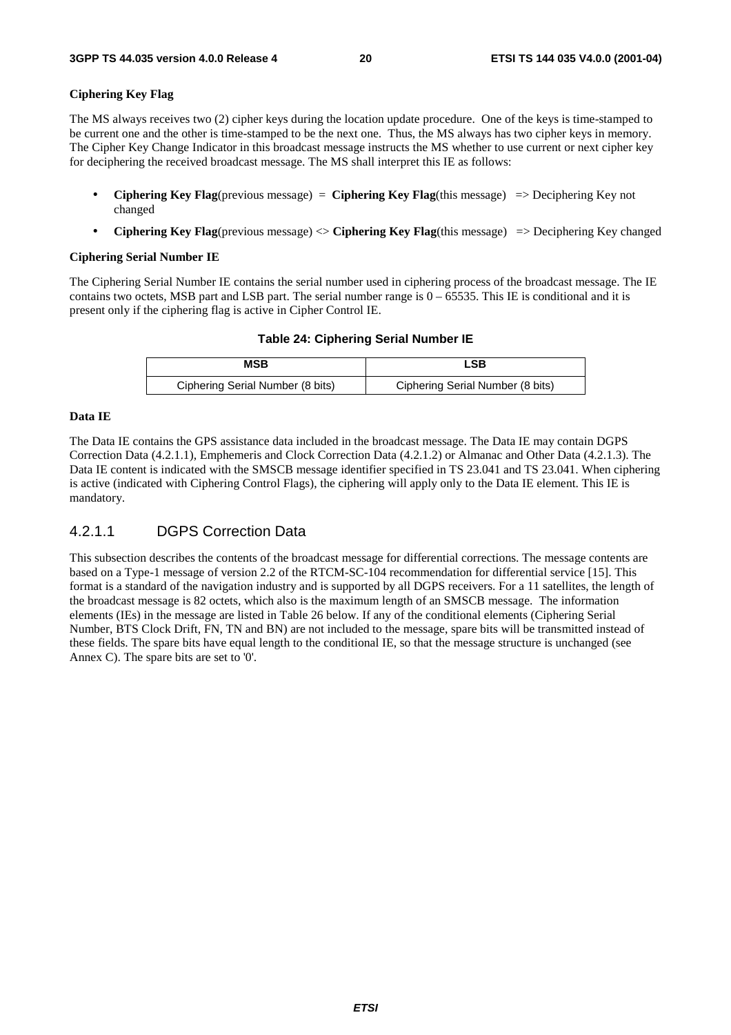**Ciphering Key Flag**

The MS always receives two (2) cipher keys during the location update procedure. One of the keys is time-stamped to be current one and the other is time-stamped to be the next one. Thus, the MS always has two cipher keys in memory. The Cipher Key Change Indicator in this broadcast message instructs the MS whether to use current or next cipher key for deciphering the received broadcast message. The MS shall interpret this IE as follows:

- **Ciphering Key Flag**(previous message) = **Ciphering Key Flag**(this message) => Deciphering Key not changed
- **Ciphering Key Flag**(previous message) <> **Ciphering Key Flag**(this message) => Deciphering Key changed

**Ciphering Serial Number IE**

The Ciphering Serial Number IE contains the serial number used in ciphering process of the broadcast message. The IE contains two octets, MSB part and LSB part. The serial number range is 0 – 65535. This IE is conditional and it is present only if the ciphering flag is active in Cipher Control IE.

**Table 24: Ciphering Serial Number IE**

| MSB | LSB |
|---|---|
| Ciphering Serial Number (8 bits) | Ciphering Serial Number (8 bits) |

**Data IE**

The Data IE contains the GPS assistance data included in the broadcast message. The Data IE may contain DGPS Correction Data (4.2.1.1), Emphemeris and Clock Correction Data (4.2.1.2) or Almanac and Other Data (4.2.1.3). The Data IE content is indicated with the SMSCB message identifier specified in TS 23.041 and TS 23.041. When ciphering is active (indicated with Ciphering Control Flags), the ciphering will apply only to the Data IE element. This IE is mandatory.

### 4.2.1.1 DGPS Correction Data

This subsection describes the contents of the broadcast message for differential corrections. The message contents are based on a Type-1 message of version 2.2 of the RTCM-SC-104 recommendation for differential service [15]. This format is a standard of the navigation industry and is supported by all DGPS receivers. For a 11 satellites, the length of the broadcast message is 82 octets, which also is the maximum length of an SMSCB message. The information elements (IEs) in the message are listed in Table 26 below. If any of the conditional elements (Ciphering Serial Number, BTS Clock Drift, FN, TN and BN) are not included to the message, spare bits will be transmitted instead of these fields. The spare bits have equal length to the conditional IE, so that the message structure is unchanged (see Annex C). The spare bits are set to '0'.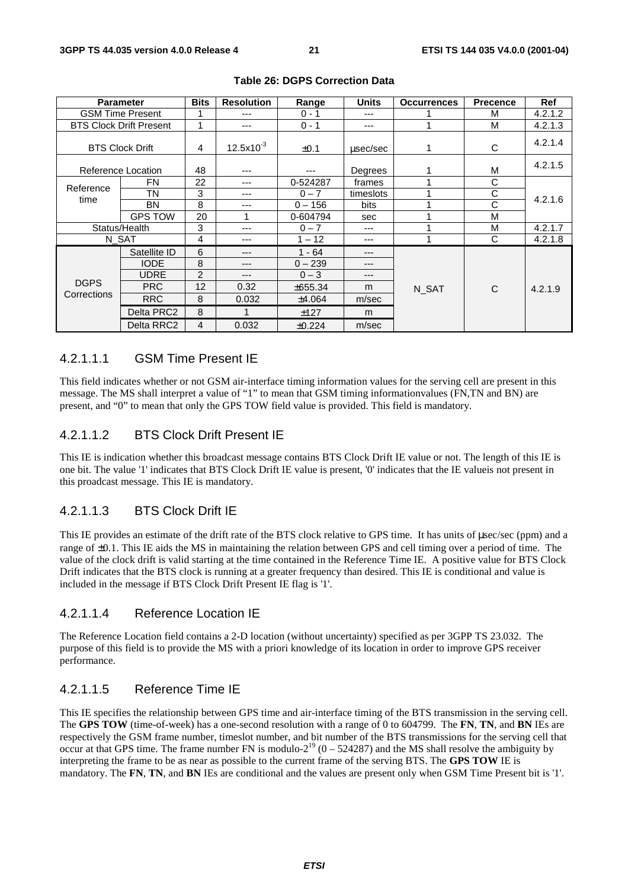**Table 26: DGPS Correction Data**

| Parameter | | Bits | Resolution | Range | Units | Occurrences | Precence | Ref |
|---|---|---|---|---|---|---|---|---|
| GSM Time Present | | 1 | --- | 0 - 1 | --- | 1 | M | 4.2.1.2 |
| BTS Clock Drift Present | | 1 | --- | 0 - 1 | --- | 1 | M | 4.2.1.3 |
| BTS Clock Drift | | 4 | $12.5x10^{-3}$ | ±0.1 | µsec/sec | 1 | C | 4.2.1.4 |
| Reference Location | | 48 | --- | --- | Degrees | 1 | M | 4.2.1.5 |
| Reference time | FN | 22 | --- | 0-524287 | frames | 1 | C | 4.2.1.6 |
| | TN | 3 | --- | 0 – 7 | timeslots | 1 | C | |
| | BN | 8 | --- | 0 – 156 | bits | 1 | C | |
| | GPS TOW | 20 | 1 | 0-604794 | sec | 1 | M | |
| Status/Health | | 3 | --- | 0 – 7 | --- | 1 | M | 4.2.1.7 |
| N_SAT | | 4 | --- | 1 – 12 | --- | 1 | C | 4.2.1.8 |
| DGPS Corrections | Satellite ID | 6 | --- | 1 - 64 | --- | N_SAT | C | 4.2.1.9 |
| | IODE | 8 | --- | 0 – 239 | --- | | | |
| | UDRE | 2 | --- | 0 – 3 | --- | | | |
| | PRC | 12 | 0.32 | ±655.34 | m | | | |
| | RRC | 8 | 0.032 | ±4.064 | m/sec | | | |
| | Delta PRC2 | 8 | 1 | ±127 | m | | | |
| | Delta RRC2 | 4 | 0.032 | ±0.224 | m/sec | | | |

### 4.2.1.1.1 GSM Time Present IE

This field indicates whether or not GSM air-interface timing information values for the serving cell are present in this message. The MS shall interpret a value of "1" to mean that GSM timing informationvalues (FN,TN and BN) are present, and "0" to mean that only the GPS TOW field value is provided. This field is mandatory.

### 4.2.1.1.2 BTS Clock Drift Present IE

This IE is indication whether this broadcast message contains BTS Clock Drift IE value or not. The length of this IE is one bit. The value '1' indicates that BTS Clock Drift IE value is present, '0' indicates that the IE valueis not present in this proadcast message. This IE is mandatory.

### 4.2.1.1.3 BTS Clock Drift IE

This IE provides an estimate of the drift rate of the BTS clock relative to GPS time. It has units of µsec/sec (ppm) and a range of ±0.1. This IE aids the MS in maintaining the relation between GPS and cell timing over a period of time. The value of the clock drift is valid starting at the time contained in the Reference Time IE. A positive value for BTS Clock Drift indicates that the BTS clock is running at a greater frequency than desired. This IE is conditional and value is included in the message if BTS Clock Drift Present IE flag is '1'.

### 4.2.1.1.4 Reference Location IE

The Reference Location field contains a 2-D location (without uncertainty) specified as per 3GPP TS 23.032. The purpose of this field is to provide the MS with a priori knowledge of its location in order to improve GPS receiver performance.

### 4.2.1.1.5 Reference Time IE

This IE specifies the relationship between GPS time and air-interface timing of the BTS transmission in the serving cell. The **GPS TOW** (time-of-week) has a one-second resolution with a range of 0 to 604799. The **FN**, **TN**, and **BN** IEs are respectively the GSM frame number, timeslot number, and bit number of the BTS transmissions for the serving cell that occur at that GPS time. The frame number FN is modulo-$2^{19}$ (0 – 524287) and the MS shall resolve the ambiguity by interpreting the frame to be as near as possible to the current frame of the serving BTS. The **GPS TOW** IE is mandatory. The **FN**, **TN**, and **BN** IEs are conditional and the values are present only when GSM Time Present bit is '1'.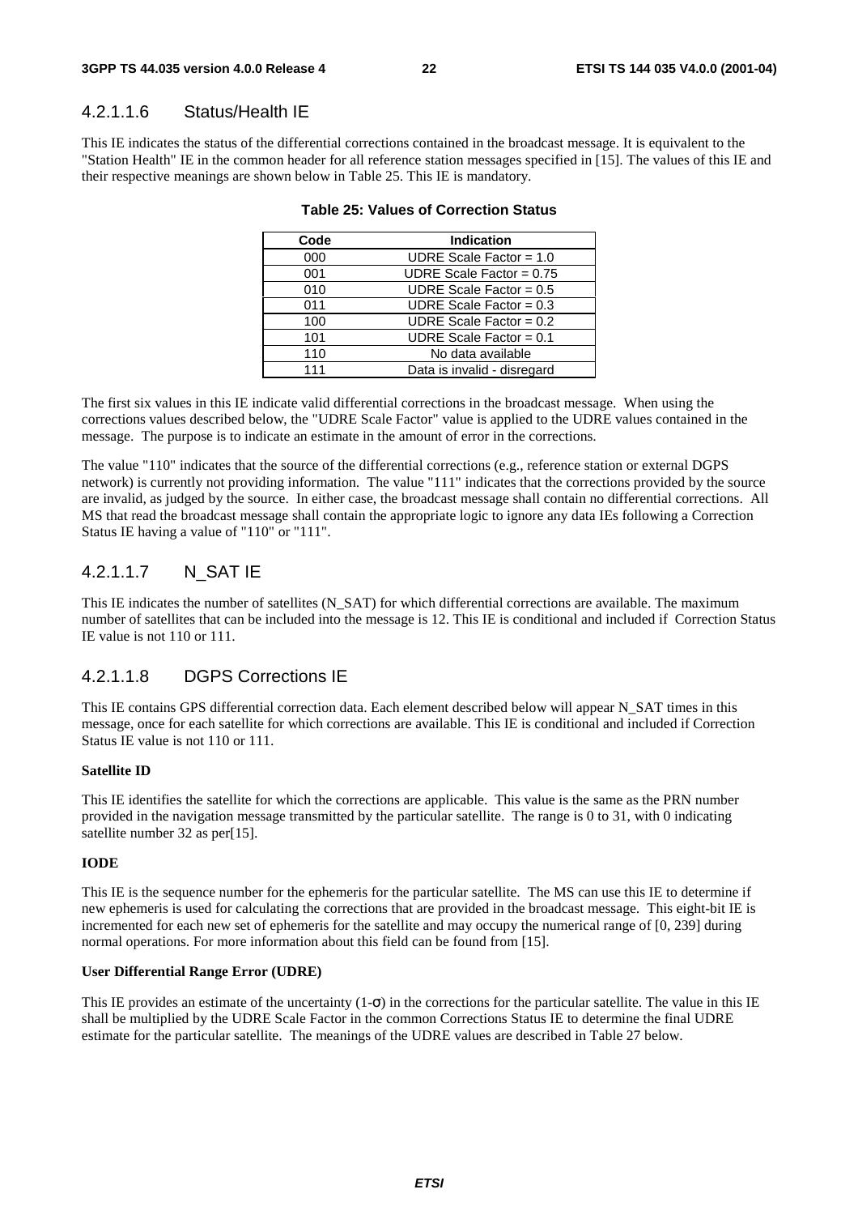#### 4.2.1.1.6 Status/Health IE

This IE indicates the status of the differential corrections contained in the broadcast message. It is equivalent to the "Station Health" IE in the common header for all reference station messages specified in [15]. The values of this IE and their respective meanings are shown below in Table 25. This IE is mandatory.

**Table 25: Values of Correction Status**

| Code | Indication |
|---|---|
| 000 | UDRE Scale Factor = 1.0 |
| 001 | UDRE Scale Factor = 0.75 |
| 010 | UDRE Scale Factor = 0.5 |
| 011 | UDRE Scale Factor = 0.3 |
| 100 | UDRE Scale Factor = 0.2 |
| 101 | UDRE Scale Factor = 0.1 |
| 110 | No data available |
| 111 | Data is invalid - disregard |

The first six values in this IE indicate valid differential corrections in the broadcast message. When using the corrections values described below, the "UDRE Scale Factor" value is applied to the UDRE values contained in the message. The purpose is to indicate an estimate in the amount of error in the corrections.

The value "110" indicates that the source of the differential corrections (e.g., reference station or external DGPS network) is currently not providing information. The value "111" indicates that the corrections provided by the source are invalid, as judged by the source. In either case, the broadcast message shall contain no differential corrections. All MS that read the broadcast message shall contain the appropriate logic to ignore any data IEs following a Correction Status IE having a value of "110" or "111".

#### 4.2.1.1.7 N_SAT IE

This IE indicates the number of satellites (N_SAT) for which differential corrections are available. The maximum number of satellites that can be included into the message is 12. This IE is conditional and included if Correction Status IE value is not 110 or 111.

#### 4.2.1.1.8 DGPS Corrections IE

This IE contains GPS differential correction data. Each element described below will appear N_SAT times in this message, once for each satellite for which corrections are available. This IE is conditional and included if Correction Status IE value is not 110 or 111.

**Satellite ID**

This IE identifies the satellite for which the corrections are applicable. This value is the same as the PRN number provided in the navigation message transmitted by the particular satellite. The range is 0 to 31, with 0 indicating satellite number 32 as per[15].

**IODE**

This IE is the sequence number for the ephemeris for the particular satellite. The MS can use this IE to determine if new ephemeris is used for calculating the corrections that are provided in the broadcast message. This eight-bit IE is incremented for each new set of ephemeris for the satellite and may occupy the numerical range of [0, 239] during normal operations. For more information about this field can be found from [15].

**User Differential Range Error (UDRE)**

This IE provides an estimate of the uncertainty (1-$\sigma$) in the corrections for the particular satellite. The value in this IE shall be multiplied by the UDRE Scale Factor in the common Corrections Status IE to determine the final UDRE estimate for the particular satellite. The meanings of the UDRE values are described in Table 27 below.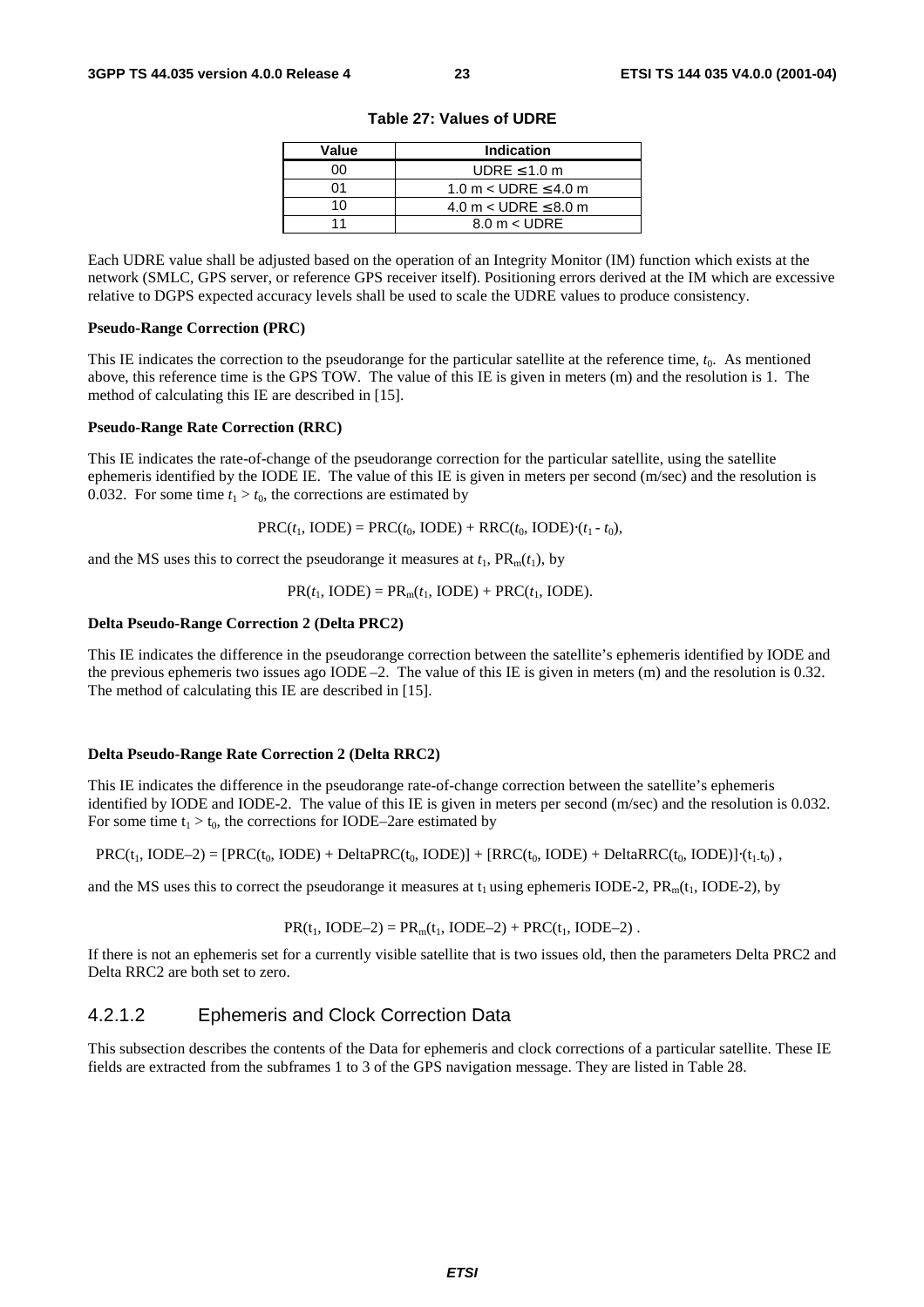**Table 27: Values of UDRE**

| Value | Indication |
|---|---|
| 00 | UDRE ≤ 1.0 m |
| 01 | 1.0 m < UDRE ≤ 4.0 m |
| 10 | 4.0 m < UDRE ≤ 8.0 m |
| 11 | 8.0 m < UDRE |

Each UDRE value shall be adjusted based on the operation of an Integrity Monitor (IM) function which exists at the network (SMLC, GPS server, or reference GPS receiver itself). Positioning errors derived at the IM which are excessive relative to DGPS expected accuracy levels shall be used to scale the UDRE values to produce consistency.

**Pseudo-Range Correction (PRC)**

This IE indicates the correction to the pseudorange for the particular satellite at the reference time, $t_0$. As mentioned above, this reference time is the GPS TOW. The value of this IE is given in meters (m) and the resolution is 1. The method of calculating this IE are described in [15].

**Pseudo-Range Rate Correction (RRC)**

This IE indicates the rate-of-change of the pseudorange correction for the particular satellite, using the satellite ephemeris identified by the IODE IE. The value of this IE is given in meters per second (m/sec) and the resolution is 0.032. For some time $t_1 > t_0$, the corrections are estimated by

$$PRC(t_1, IODE) = PRC(t_0, IODE) + RRC(t_0, IODE) \cdot (t_1 - t_0),$$

and the MS uses this to correct the pseudorange it measures at $t_1$, $PR_m(t_1)$, by

$$PR(t_1, IODE) = PR_m(t_1, IODE) + PRC(t_1, IODE).$$

**Delta Pseudo-Range Correction 2 (Delta PRC2)**

This IE indicates the difference in the pseudorange correction between the satellite's ephemeris identified by IODE and the previous ephemeris two issues ago IODE –2. The value of this IE is given in meters (m) and the resolution is 0.32. The method of calculating this IE are described in [15].

**Delta Pseudo-Range Rate Correction 2 (Delta RRC2)**

This IE indicates the difference in the pseudorange rate-of-change correction between the satellite's ephemeris identified by IODE and IODE-2. The value of this IE is given in meters per second (m/sec) and the resolution is 0.032. For some time $t_1 > t_0$, the corrections for IODE–2are estimated by

$$PRC(t_1, IODE-2) = [PRC(t_0, IODE) + DeltaPRC(t_0, IODE)] + [RRC(t_0, IODE) + DeltaRRC(t_0, IODE)] \cdot (t_1 - t_0),$$

and the MS uses this to correct the pseudorange it measures at $t_1$ using ephemeris IODE-2, $PR_m(t_1, IODE-2)$, by

$$PR(t_1, IODE-2) = PR_m(t_1, IODE-2) + PRC(t_1, IODE-2).$$

If there is not an ephemeris set for a currently visible satellite that is two issues old, then the parameters Delta PRC2 and Delta RRC2 are both set to zero.

### 4.2.1.2 Ephemeris and Clock Correction Data

This subsection describes the contents of the Data for ephemeris and clock corrections of a particular satellite. These IE fields are extracted from the subframes 1 to 3 of the GPS navigation message. They are listed in Table 28.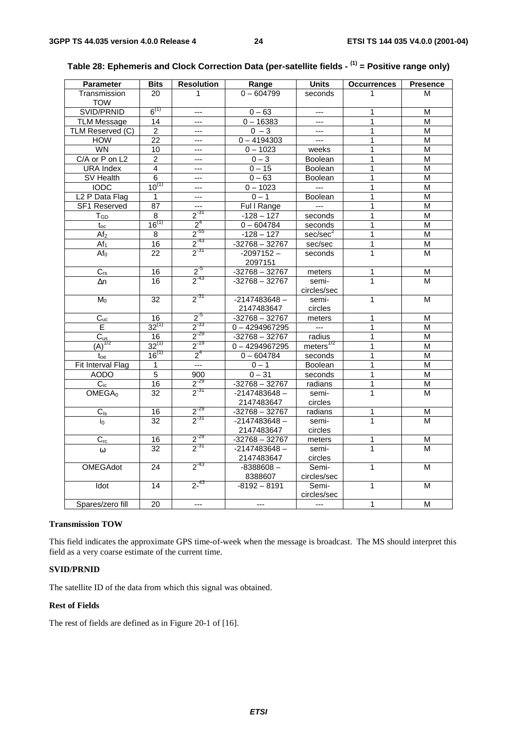**Table 28: Ephemeris and Clock Correction Data (per-satellite fields - (1) = Positive range only)**

| Parameter | Bits | Resolution | Range | Units | Occurrences | Presence |
|---|---|---|---|---|---|---|
| Transmission TOW | 20 | 1 | 0 – 604799 | seconds | 1 | M |
| SVID/PRNID | 6(1) | --- | 0 – 63 | --- | 1 | M |
| TLM Message | 14 | --- | 0 – 16383 | --- | 1 | M |
| TLM Reserved (C) | 2 | --- | 0 – 3 | --- | 1 | M |
| HOW | 22 | --- | 0 – 4194303 | --- | 1 | M |
| WN | 10 | --- | 0 – 1023 | weeks | 1 | M |
| C/A or P on L2 | 2 | --- | 0 – 3 | Boolean | 1 | M |
| URA Index | 4 | --- | 0 – 15 | Boolean | 1 | M |
| SV Health | 6 | --- | 0 – 63 | Boolean | 1 | M |
| IODC | 10(1) | --- | 0 – 1023 | --- | 1 | M |
| L2 P Data Flag | 1 | --- | 0 – 1 | Boolean | 1 | M |
| SF1 Reserved | 87 | --- | Ful l Range | --- | 1 | M |
| $T_{GD}$ | 8 | $2^{-31}$ | -128 – 127 | seconds | 1 | M |
| $t_{oc}$ | 16(1) | $2^{4}$ | 0 – 604784 | seconds | 1 | M |
| $Af_2$ | 8 | $2^{-55}$ | -128 – 127 | sec/sec$^2$ | 1 | M |
| $Af_1$ | 16 | $2^{-43}$ | -32768 – 32767 | sec/sec | 1 | M |
| $Af_0$ | 22 | $2^{-31}$ | -2097152 – 2097151 | seconds | 1 | M |
| $C_{rs}$ | 16 | $2^{-5}$ | -32768 – 32767 | meters | 1 | M |
| Δn | 16 | $2^{-43}$ | -32768 – 32767 | semi-circles/sec | 1 | M |
| $M_0$ | 32 | $2^{-31}$ | -2147483648 – 2147483647 | semi-circles | 1 | M |
| $C_{uc}$ | 16 | $2^{-5}$ | -32768 – 32767 | meters | 1 | M |
| E | 32(1) | $2^{-33}$ | 0 – 4294967295 | --- | 1 | M |
| $C_{us}$ | 16 | $2^{-29}$ | -32768 – 32767 | radius | 1 | M |
| $(A)^{1/2}$ | 32(1) | $2^{-19}$ | 0 – 4294967295 | meters$^{1/2}$ | 1 | M |
| $t_{oe}$ | 16(1) | $2^{4}$ | 0 – 604784 | seconds | 1 | M |
| Fit Interval Flag | 1 | --- | 0 – 1 | Boolean | 1 | M |
| AODO | 5 | 900 | 0 – 31 | seconds | 1 | M |
| $C_{ic}$ | 16 | $2^{-29}$ | -32768 – 32767 | radians | 1 | M |
| $OMEGA_0$ | 32 | $2^{-31}$ | -2147483648 – 2147483647 | semi-circles | 1 | M |
| $C_{is}$ | 16 | $2^{-29}$ | -32768 – 32767 | radians | 1 | M |
| $i_0$ | 32 | $2^{-31}$ | -2147483648 – 2147483647 | semi-circles | 1 | M |
| $C_{rc}$ | 16 | $2^{-29}$ | -32768 – 32767 | meters | 1 | M |
| ω | 32 | $2^{-31}$ | -2147483648 – 2147483647 | semi-circles | 1 | M |
| OMEGAdot | 24 | $2^{-43}$ | -8388608 – 8388607 | Semi-circles/sec | 1 | M |
| Idot | 14 | $2^{-43}$ | -8192 – 8191 | Semi-circles/sec | 1 | M |
| Spares/zero fill | 20 | --- | --- | --- | 1 | M |

**Transmission TOW**

This field indicates the approximate GPS time-of-week when the message is broadcast. The MS should interpret this field as a very coarse estimate of the current time.

**SVID/PRNID**

The satellite ID of the data from which this signal was obtained.

**Rest of Fields**

The rest of fields are defined as in Figure 20-1 of [16].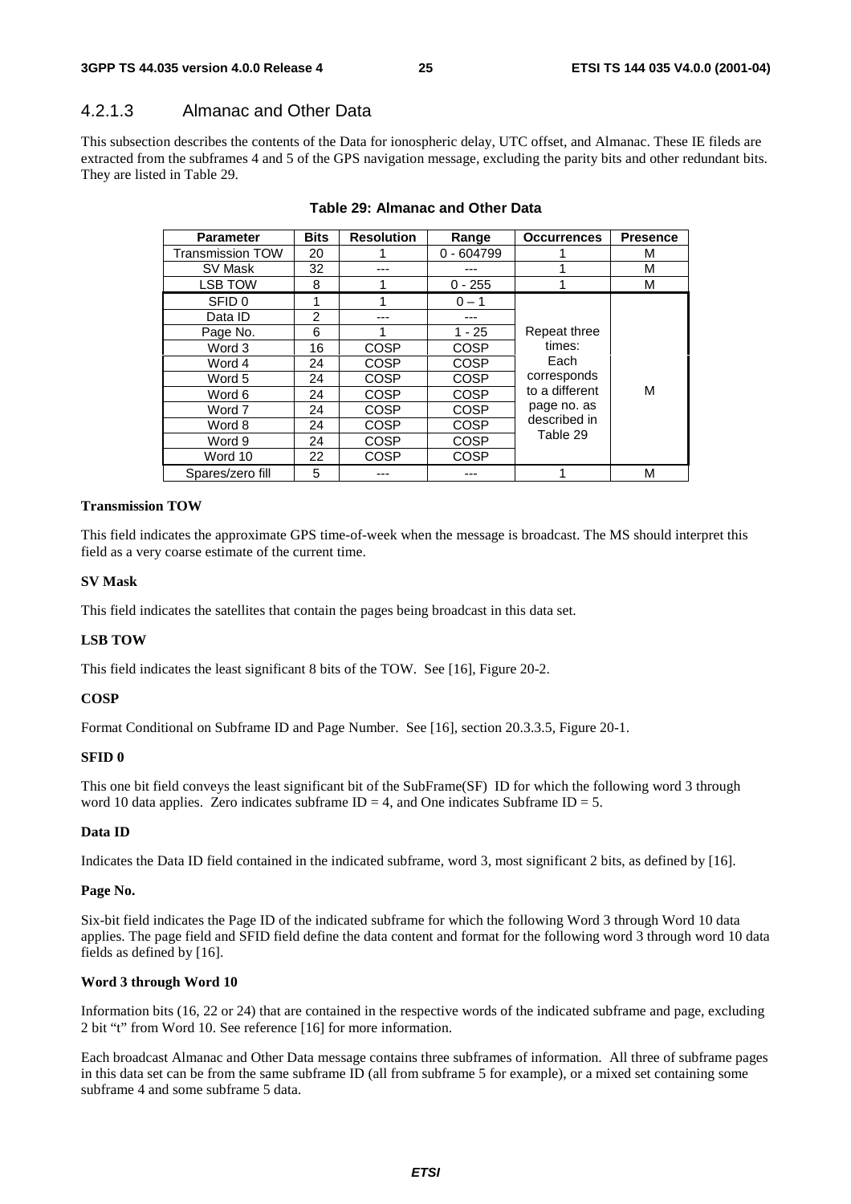### 4.2.1.3 Almanac and Other Data

This subsection describes the contents of the Data for ionospheric delay, UTC offset, and Almanac. These IE fileds are extracted from the subframes 4 and 5 of the GPS navigation message, excluding the parity bits and other redundant bits. They are listed in Table 29.

**Table 29: Almanac and Other Data**

| Parameter | Bits | Resolution | Range | Occurrences | Presence |
|---|---|---|---|---|---|
| Transmission TOW | 20 | 1 | 0 - 604799 | 1 | M |
| SV Mask | 32 | --- | --- | 1 | M |
| LSB TOW | 8 | 1 | 0 - 255 | 1 | M |
| SFID 0 | 1 | 1 | 0 – 1 | Repeat three times: Each corresponds to a different page no. as described in Table 29 | M |
| Data ID | 2 | --- | --- | | |
| Page No. | 6 | 1 | 1 - 25 | | |
| Word 3 | 16 | COSP | COSP | | |
| Word 4 | 24 | COSP | COSP | | |
| Word 5 | 24 | COSP | COSP | | |
| Word 6 | 24 | COSP | COSP | | |
| Word 7 | 24 | COSP | COSP | | |
| Word 8 | 24 | COSP | COSP | | |
| Word 9 | 24 | COSP | COSP | | |
| Word 10 | 22 | COSP | COSP | | |
| Spares/zero fill | 5 | --- | --- | 1 | M |

**Transmission TOW**

This field indicates the approximate GPS time-of-week when the message is broadcast. The MS should interpret this field as a very coarse estimate of the current time.

**SV Mask**

This field indicates the satellites that contain the pages being broadcast in this data set.

**LSB TOW**

This field indicates the least significant 8 bits of the TOW. See [16], Figure 20-2.

**COSP**

Format Conditional on Subframe ID and Page Number. See [16], section 20.3.3.5, Figure 20-1.

**SFID 0**

This one bit field conveys the least significant bit of the SubFrame(SF) ID for which the following word 3 through word 10 data applies. Zero indicates subframe ID = 4, and One indicates Subframe ID = 5.

**Data ID**

Indicates the Data ID field contained in the indicated subframe, word 3, most significant 2 bits, as defined by [16].

**Page No.**

Six-bit field indicates the Page ID of the indicated subframe for which the following Word 3 through Word 10 data applies. The page field and SFID field define the data content and format for the following word 3 through word 10 data fields as defined by [16].

**Word 3 through Word 10**

Information bits (16, 22 or 24) that are contained in the respective words of the indicated subframe and page, excluding 2 bit "t" from Word 10. See reference [16] for more information.

Each broadcast Almanac and Other Data message contains three subframes of information. All three of subframe pages in this data set can be from the same subframe ID (all from subframe 5 for example), or a mixed set containing some subframe 4 and some subframe 5 data.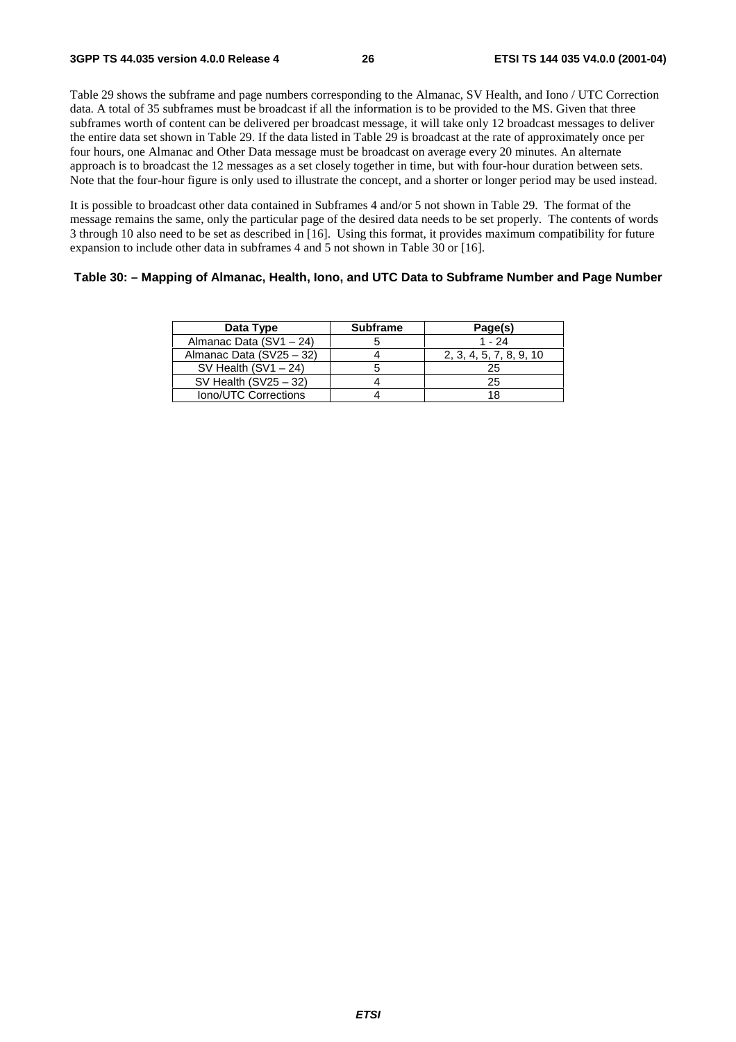Table 29 shows the subframe and page numbers corresponding to the Almanac, SV Health, and Iono / UTC Correction data. A total of 35 subframes must be broadcast if all the information is to be provided to the MS. Given that three subframes worth of content can be delivered per broadcast message, it will take only 12 broadcast messages to deliver the entire data set shown in Table 29. If the data listed in Table 29 is broadcast at the rate of approximately once per four hours, one Almanac and Other Data message must be broadcast on average every 20 minutes. An alternate approach is to broadcast the 12 messages as a set closely together in time, but with four-hour duration between sets. Note that the four-hour figure is only used to illustrate the concept, and a shorter or longer period may be used instead.

It is possible to broadcast other data contained in Subframes 4 and/or 5 not shown in Table 29. The format of the message remains the same, only the particular page of the desired data needs to be set properly. The contents of words 3 through 10 also need to be set as described in [16]. Using this format, it provides maximum compatibility for future expansion to include other data in subframes 4 and 5 not shown in Table 30 or [16].

**Table 30: – Mapping of Almanac, Health, Iono, and UTC Data to Subframe Number and Page Number**

| Data Type | Subframe | Page(s) |
|---|---|---|
| Almanac Data (SV1 – 24) | 5 | 1 - 24 |
| Almanac Data (SV25 – 32) | 4 | 2, 3, 4, 5, 7, 8, 9, 10 |
| SV Health (SV1 – 24) | 5 | 25 |
| SV Health (SV25 – 32) | 4 | 25 |
| Iono/UTC Corrections | 4 | 18 |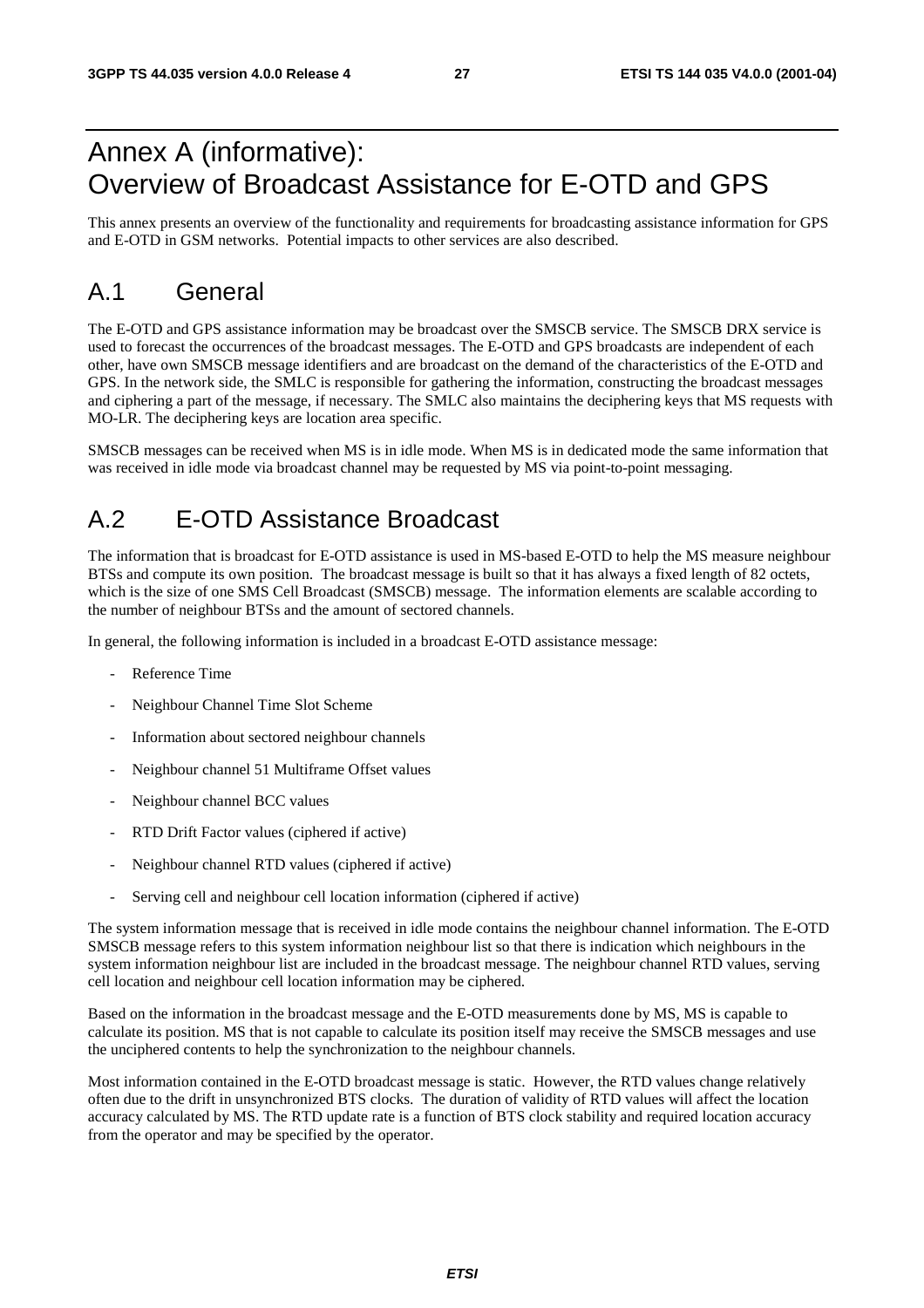# Annex A (informative): Overview of Broadcast Assistance for E-OTD and GPS

This annex presents an overview of the functionality and requirements for broadcasting assistance information for GPS and E-OTD in GSM networks. Potential impacts to other services are also described.

## A.1 General

The E-OTD and GPS assistance information may be broadcast over the SMSCB service. The SMSCB DRX service is used to forecast the occurrences of the broadcast messages. The E-OTD and GPS broadcasts are independent of each other, have own SMSCB message identifiers and are broadcast on the demand of the characteristics of the E-OTD and GPS. In the network side, the SMLC is responsible for gathering the information, constructing the broadcast messages and ciphering a part of the message, if necessary. The SMLC also maintains the deciphering keys that MS requests with MO-LR. The deciphering keys are location area specific.

SMSCB messages can be received when MS is in idle mode. When MS is in dedicated mode the same information that was received in idle mode via broadcast channel may be requested by MS via point-to-point messaging.

## A.2 E-OTD Assistance Broadcast

The information that is broadcast for E-OTD assistance is used in MS-based E-OTD to help the MS measure neighbour BTSs and compute its own position. The broadcast message is built so that it has always a fixed length of 82 octets, which is the size of one SMS Cell Broadcast (SMSCB) message. The information elements are scalable according to the number of neighbour BTSs and the amount of sectored channels.

In general, the following information is included in a broadcast E-OTD assistance message:

- Reference Time
- Neighbour Channel Time Slot Scheme
- Information about sectored neighbour channels
- Neighbour channel 51 Multiframe Offset values
- Neighbour channel BCC values
- RTD Drift Factor values (ciphered if active)
- Neighbour channel RTD values (ciphered if active)
- Serving cell and neighbour cell location information (ciphered if active)

The system information message that is received in idle mode contains the neighbour channel information. The E-OTD SMSCB message refers to this system information neighbour list so that there is indication which neighbours in the system information neighbour list are included in the broadcast message. The neighbour channel RTD values, serving cell location and neighbour cell location information may be ciphered.

Based on the information in the broadcast message and the E-OTD measurements done by MS, MS is capable to calculate its position. MS that is not capable to calculate its position itself may receive the SMSCB messages and use the unciphered contents to help the synchronization to the neighbour channels.

Most information contained in the E-OTD broadcast message is static. However, the RTD values change relatively often due to the drift in unsynchronized BTS clocks. The duration of validity of RTD values will affect the location accuracy calculated by MS. The RTD update rate is a function of BTS clock stability and required location accuracy from the operator and may be specified by the operator.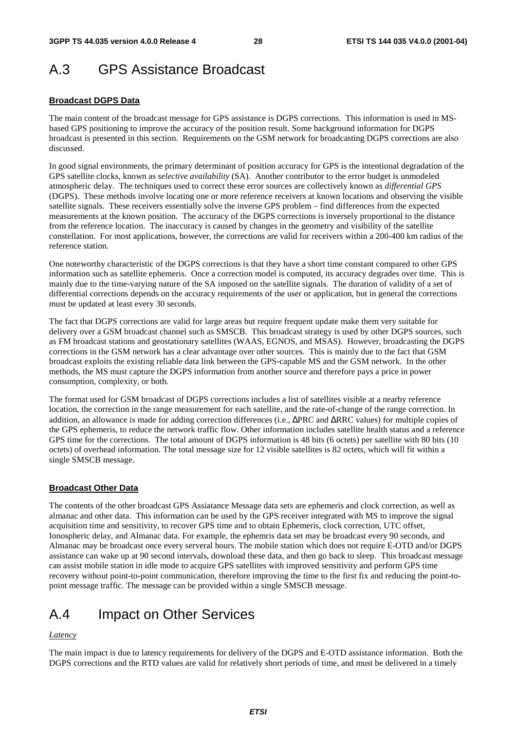# A.3 GPS Assistance Broadcast

**Broadcast DGPS Data**

The main content of the broadcast message for GPS assistance is DGPS corrections. This information is used in MS-based GPS positioning to improve the accuracy of the position result. Some background information for DGPS broadcast is presented in this section. Requirements on the GSM network for broadcasting DGPS corrections are also discussed.

In good signal environments, the primary determinant of position accuracy for GPS is the intentional degradation of the GPS satellite clocks, known as *selective availability* (SA). Another contributor to the error budget is unmodeled atmospheric delay. The techniques used to correct these error sources are collectively known as *differential GPS* (DGPS). These methods involve locating one or more reference receivers at known locations and observing the visible satellite signals. These receivers essentially solve the inverse GPS problem – find differences from the expected measurements at the known position. The accuracy of the DGPS corrections is inversely proportional to the distance from the reference location. The inaccuracy is caused by changes in the geometry and visibility of the satellite constellation. For most applications, however, the corrections are valid for receivers within a 200-400 km radius of the reference station.

One noteworthy characteristic of the DGPS corrections is that they have a short time constant compared to other GPS information such as satellite ephemeris. Once a correction model is computed, its accuracy degrades over time. This is mainly due to the time-varying nature of the SA imposed on the satellite signals. The duration of validity of a set of differential corrections depends on the accuracy requirements of the user or application, but in general the corrections must be updated at least every 30 seconds.

The fact that DGPS corrections are valid for large areas but require frequent update make them very suitable for delivery over a GSM broadcast channel such as SMSCB. This broadcast strategy is used by other DGPS sources, such as FM broadcast stations and geostationary satellites (WAAS, EGNOS, and MSAS). However, broadcasting the DGPS corrections in the GSM network has a clear advantage over other sources. This is mainly due to the fact that GSM broadcast exploits the existing reliable data link between the GPS-capable MS and the GSM network. In the other methods, the MS must capture the DGPS information from another source and therefore pays a price in power consumption, complexity, or both.

The format used for GSM broadcast of DGPS corrections includes a list of satellites visible at a nearby reference location, the correction in the range measurement for each satellite, and the rate-of-change of the range correction. In addition, an allowance is made for adding correction differences (i.e., ΔPRC and ΔRRC values) for multiple copies of the GPS ephemeris, to reduce the network traffic flow. Other information includes satellite health status and a reference GPS time for the corrections. The total amount of DGPS information is 48 bits (6 octets) per satellite with 80 bits (10 octets) of overhead information. The total message size for 12 visible satellites is 82 octets, which will fit within a single SMSCB message.

**Broadcast Other Data**

The contents of the other broadcast GPS Assiatance Message data sets are ephemeris and clock correction, as well as almanac and other data. This information can be used by the GPS receiver integrated with MS to improve the signal acquisition time and sensitivity, to recover GPS time and to obtain Ephemeris, clock correction, UTC offset, Ionospheric delay, and Almanac data. For example, the ephemris data set may be broadcast every 90 seconds, and Almanac may be broadcast once every serveral hours. The mobile station which does not require E-OTD and/or DGPS assistance can wake up at 90 second intervals, download these data, and then go back to sleep. This broadcast message can assist mobile station in idle mode to acquire GPS satellites with improved sensitivity and perform GPS time recovery without point-to-point communication, therefore improving the time to the first fix and reducing the point-to-point message traffic. The message can be provided within a single SMSCB message.

# A.4 Impact on Other Services

*Latency*

The main impact is due to latency requirements for delivery of the DGPS and E-OTD assistance information. Both the DGPS corrections and the RTD values are valid for relatively short periods of time, and must be delivered in a timely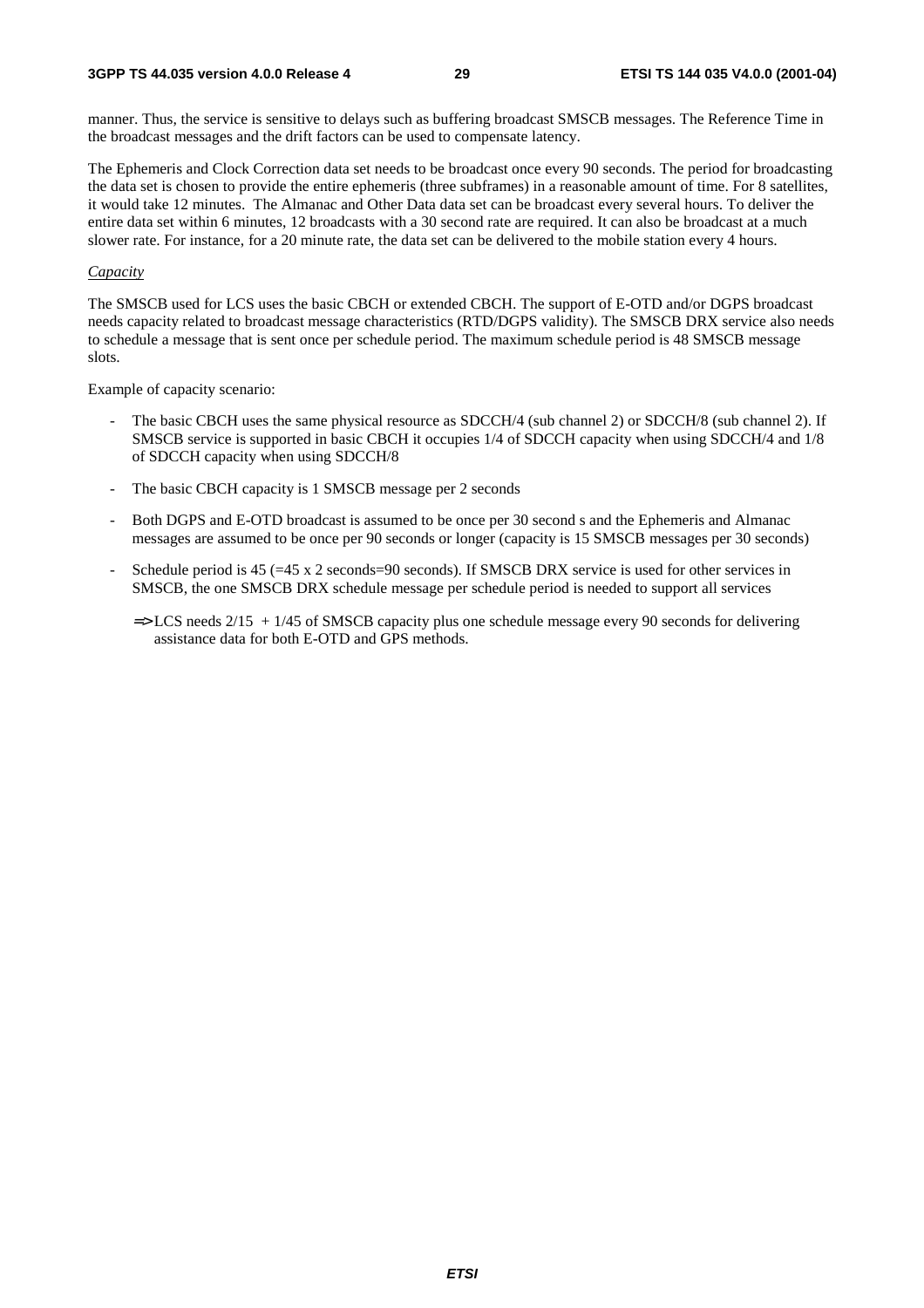manner. Thus, the service is sensitive to delays such as buffering broadcast SMSCB messages. The Reference Time in the broadcast messages and the drift factors can be used to compensate latency.

The Ephemeris and Clock Correction data set needs to be broadcast once every 90 seconds. The period for broadcasting the data set is chosen to provide the entire ephemeris (three subframes) in a reasonable amount of time. For 8 satellites, it would take 12 minutes. The Almanac and Other Data data set can be broadcast every several hours. To deliver the entire data set within 6 minutes, 12 broadcasts with a 30 second rate are required. It can also be broadcast at a much slower rate. For instance, for a 20 minute rate, the data set can be delivered to the mobile station every 4 hours.

*Capacity*

The SMSCB used for LCS uses the basic CBCH or extended CBCH. The support of E-OTD and/or DGPS broadcast needs capacity related to broadcast message characteristics (RTD/DGPS validity). The SMSCB DRX service also needs to schedule a message that is sent once per schedule period. The maximum schedule period is 48 SMSCB message slots.

Example of capacity scenario:

- The basic CBCH uses the same physical resource as SDCCH/4 (sub channel 2) or SDCCH/8 (sub channel 2). If SMSCB service is supported in basic CBCH it occupies 1/4 of SDCCH capacity when using SDCCH/4 and 1/8 of SDCCH capacity when using SDCCH/8
- The basic CBCH capacity is 1 SMSCB message per 2 seconds
- Both DGPS and E-OTD broadcast is assumed to be once per 30 second s and the Ephemeris and Almanac messages are assumed to be once per 90 seconds or longer (capacity is 15 SMSCB messages per 30 seconds)
- Schedule period is 45 (=45 x 2 seconds=90 seconds). If SMSCB DRX service is used for other services in SMSCB, the one SMSCB DRX schedule message per schedule period is needed to support all services

  ⇒LCS needs 2/15 + 1/45 of SMSCB capacity plus one schedule message every 90 seconds for delivering assistance data for both E-OTD and GPS methods.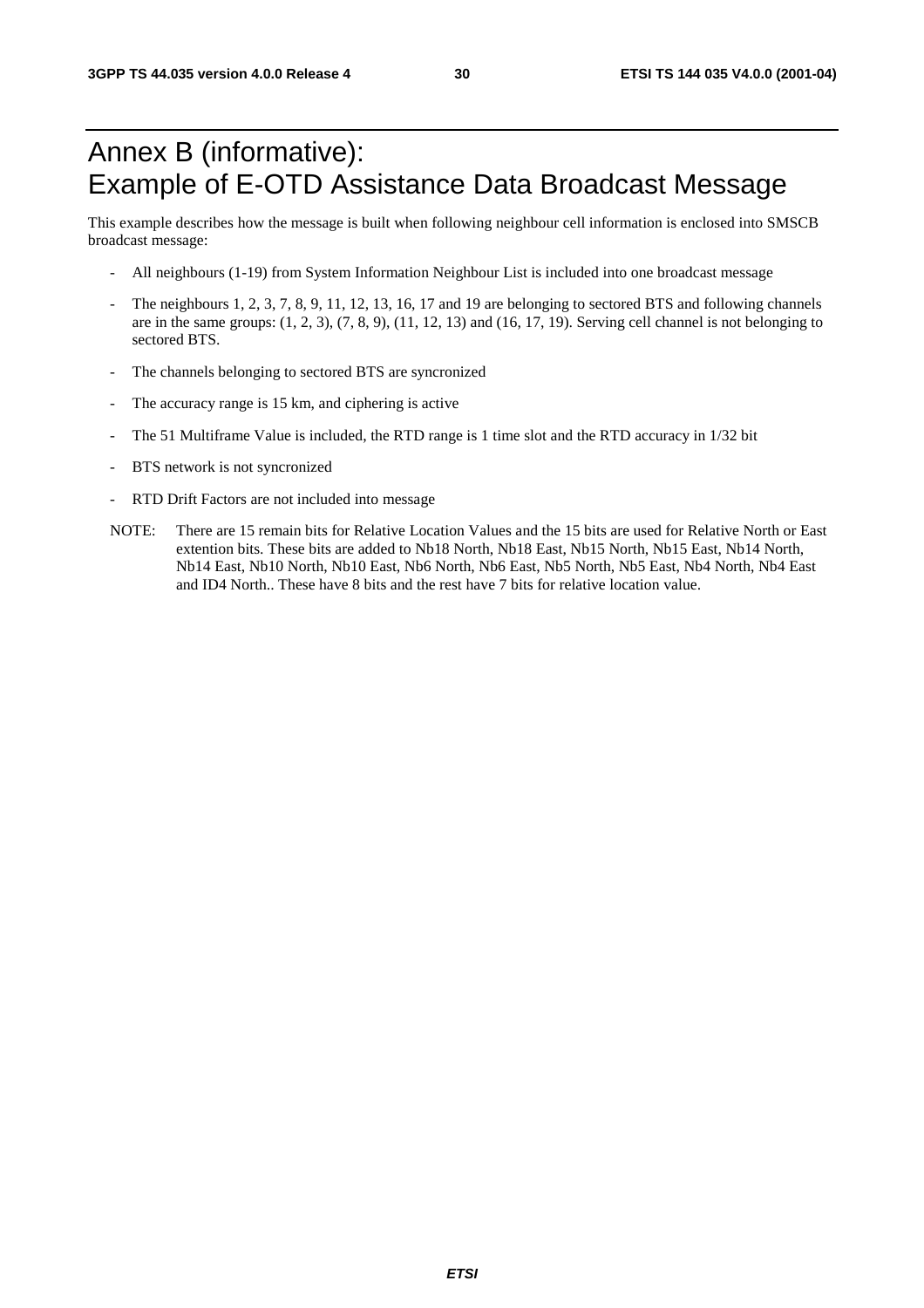# Annex B (informative): Example of E-OTD Assistance Data Broadcast Message

This example describes how the message is built when following neighbour cell information is enclosed into SMSCB broadcast message:

- All neighbours (1-19) from System Information Neighbour List is included into one broadcast message
- The neighbours 1, 2, 3, 7, 8, 9, 11, 12, 13, 16, 17 and 19 are belonging to sectored BTS and following channels are in the same groups: (1, 2, 3), (7, 8, 9), (11, 12, 13) and (16, 17, 19). Serving cell channel is not belonging to sectored BTS.
- The channels belonging to sectored BTS are syncronized
- The accuracy range is 15 km, and ciphering is active
- The 51 Multiframe Value is included, the RTD range is 1 time slot and the RTD accuracy in 1/32 bit
- BTS network is not syncronized
- RTD Drift Factors are not included into message

NOTE: There are 15 remain bits for Relative Location Values and the 15 bits are used for Relative North or East extention bits. These bits are added to Nb18 North, Nb18 East, Nb15 North, Nb15 East, Nb14 North, Nb14 East, Nb10 North, Nb10 East, Nb6 North, Nb6 East, Nb5 North, Nb5 East, Nb4 North, Nb4 East and ID4 North.. These have 8 bits and the rest have 7 bits for relative location value.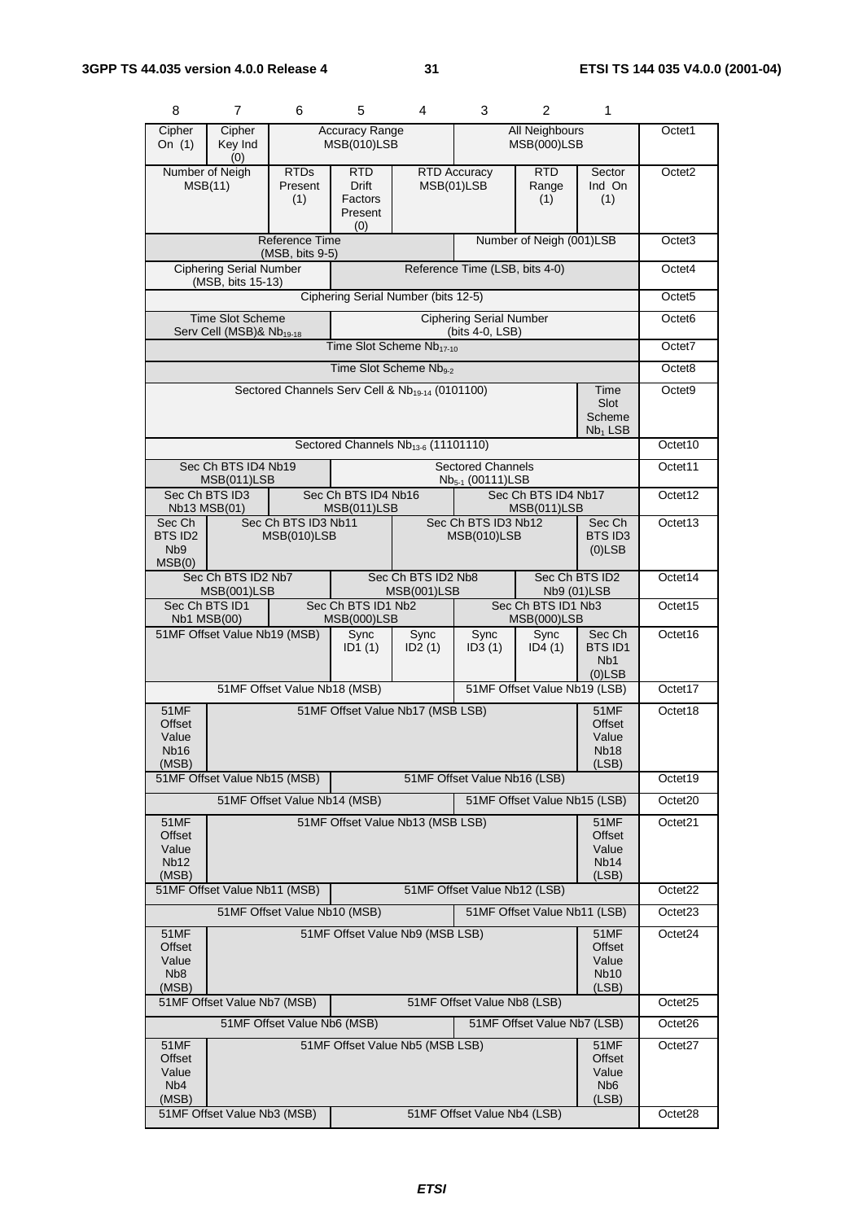| 8 | 7 | 6 | 5 | 4 | 3 | 2 | 1 | |
|---|---|---|---|---|---|---|---|---|
| Cipher On (1) | Cipher Key Ind (0) | Accuracy Range MSB(010)LSB | | | All Neighbours MSB(000)LSB | | | Octet1 |
| Number of Neigh MSB(11) | | RTDs Present (1) | RTD Drift Factors Present (0) | RTD Accuracy MSB(01)LSB | | RTD Range (1) | Sector Ind On (1) | Octet2 |
| Reference Time (MSB, bits 9-5) | | | | | Number of Neigh (001)LSB | | | Octet3 |
| Ciphering Serial Number (MSB, bits 15-13) | | | Reference Time (LSB, bits 4-0) | | | | | Octet4 |
| Ciphering Serial Number (bits 12-5) | | | | | | | | Octet5 |
| Time Slot Scheme Serv Cell (MSB)& $Nb_{19-18}$ | | | Ciphering Serial Number (bits 4-0, LSB) | | | | | Octet6 |
| Time Slot Scheme $Nb_{17-10}$ | | | | | | | | Octet7 |
| Time Slot Scheme $Nb_{9-2}$ | | | | | | | | Octet8 |
| Sectored Channels Serv Cell & $Nb_{19-14}$ (0101100) | | | | | | | Time Slot Scheme $Nb_1$ LSB | Octet9 |
| Sectored Channels $Nb_{13-6}$ (11101110) | | | | | | | | Octet10 |
| Sec Ch BTS ID4 Nb19 MSB(011)LSB | | | Sectored Channels $Nb_{5-1}$ (00111)LSB | | | | | Octet11 |
| Sec Ch BTS ID3 Nb13 MSB(01) | | Sec Ch BTS ID4 Nb16 MSB(011)LSB | | | Sec Ch BTS ID4 Nb17 MSB(011)LSB | | | Octet12 |
| Sec Ch BTS ID2 Nb9 MSB(0) | Sec Ch BTS ID3 Nb11 MSB(010)LSB | | | Sec Ch BTS ID3 Nb12 MSB(010)LSB | | | Sec Ch BTS ID3 (0)LSB | Octet13 |
| Sec Ch BTS ID2 Nb7 MSB(001)LSB | | | Sec Ch BTS ID2 Nb8 MSB(001)LSB | | | Sec Ch BTS ID2 Nb9 (01)LSB | | Octet14 |
| Sec Ch BTS ID1 Nb1 MSB(00) | | Sec Ch BTS ID1 Nb2 MSB(000)LSB | | | Sec Ch BTS ID1 Nb3 MSB(000)LSB | | | Octet15 |
| 51MF Offset Value Nb19 (MSB) | | | Sync ID1 (1) | Sync ID2 (1) | Sync ID3 (1) | Sync ID4 (1) | Sec Ch BTS ID1 Nb1 (0)LSB | Octet16 |
| 51MF Offset Value Nb18 (MSB) | | | | | 51MF Offset Value Nb19 (LSB) | | | Octet17 |
| 51MF Offset Value Nb16 (MSB) | 51MF Offset Value Nb17 (MSB LSB) | | | | | | 51MF Offset Value Nb18 (LSB) | Octet18 |
| 51MF Offset Value Nb15 (MSB) | | | 51MF Offset Value Nb16 (LSB) | | | | | Octet19 |
| 51MF Offset Value Nb14 (MSB) | | | | | 51MF Offset Value Nb15 (LSB) | | | Octet20 |
| 51MF Offset Value Nb12 (MSB) | 51MF Offset Value Nb13 (MSB LSB) | | | | | | 51MF Offset Value Nb14 (LSB) | Octet21 |
| 51MF Offset Value Nb11 (MSB) | | | 51MF Offset Value Nb12 (LSB) | | | | | Octet22 |
| 51MF Offset Value Nb10 (MSB) | | | | | 51MF Offset Value Nb11 (LSB) | | | Octet23 |
| 51MF Offset Value Nb8 (MSB) | 51MF Offset Value Nb9 (MSB LSB) | | | | | | 51MF Offset Value Nb10 (LSB) | Octet24 |
| 51MF Offset Value Nb7 (MSB) | | | 51MF Offset Value Nb8 (LSB) | | | | | Octet25 |
| 51MF Offset Value Nb6 (MSB) | | | | | 51MF Offset Value Nb7 (LSB) | | | Octet26 |
| 51MF Offset Value Nb4 (MSB) | 51MF Offset Value Nb5 (MSB LSB) | | | | | | 51MF Offset Value Nb6 (LSB) | Octet27 |
| 51MF Offset Value Nb3 (MSB) | | | 51MF Offset Value Nb4 (LSB) | | | | | Octet28 |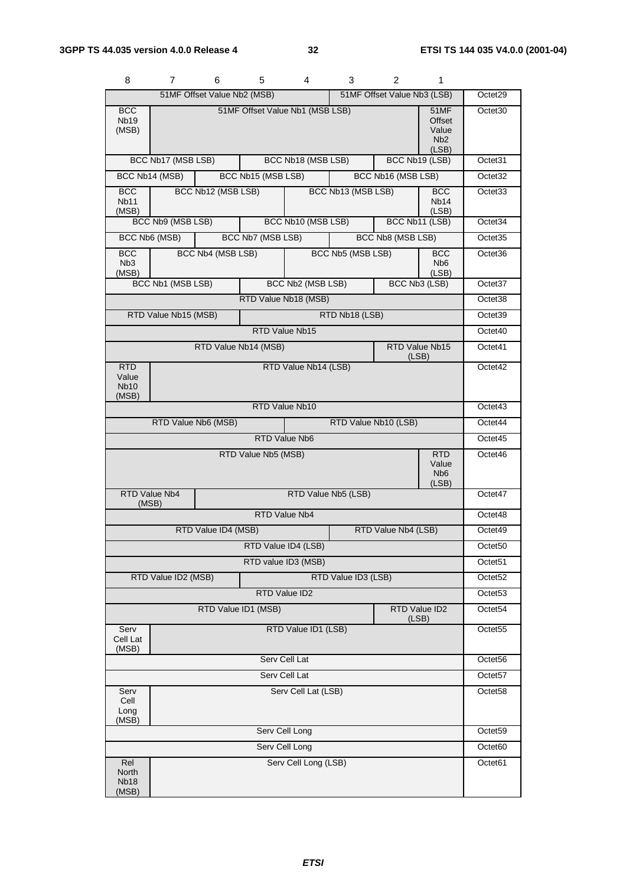| 8 | 7 | 6 | 5 | 4 | 3 | 2 | 1 | |
|---|---|---|---|---|---|---|---|---|
| 51MF Offset Value Nb2 (MSB) | | | | | 51MF Offset Value Nb3 (LSB) | | | Octet29 |
| BCC Nb19 (MSB) | 51MF Offset Value Nb1 (MSB LSB) | | | | | | 51MF Offset Value Nb2 (LSB) | Octet30 |
| BCC Nb17 (MSB LSB) | | | BCC Nb18 (MSB LSB) | | | BCC Nb19 (LSB) | | Octet31 |
| BCC Nb14 (MSB) | | BCC Nb15 (MSB LSB) | | | BCC Nb16 (MSB LSB) | | | Octet32 |
| BCC Nb11 (MSB) | BCC Nb12 (MSB LSB) | | | BCC Nb13 (MSB LSB) | | | BCC Nb14 (LSB) | Octet33 |
| BCC Nb9 (MSB LSB) | | | BCC Nb10 (MSB LSB) | | | BCC Nb11 (LSB) | | Octet34 |
| BCC Nb6 (MSB) | | BCC Nb7 (MSB LSB) | | | BCC Nb8 (MSB LSB) | | | Octet35 |
| BCC Nb3 (MSB) | BCC Nb4 (MSB LSB) | | | BCC Nb5 (MSB LSB) | | | BCC Nb6 (LSB) | Octet36 |
| BCC Nb1 (MSB LSB) | | | BCC Nb2 (MSB LSB) | | | BCC Nb3 (LSB) | | Octet37 |
| RTD Value Nb18 (MSB) | | | | | | | | Octet38 |
| RTD Value Nb15 (MSB) | | | RTD Nb18 (LSB) | | | | | Octet39 |
| RTD Value Nb15 | | | | | | | | Octet40 |
| RTD Value Nb14 (MSB) | | | | | | RTD Value Nb15 (LSB) | | Octet41 |
| RTD Value Nb10 (MSB) | RTD Value Nb14 (LSB) | | | | | | | Octet42 |
| RTD Value Nb10 | | | | | | | | Octet43 |
| RTD Value Nb6 (MSB) | | | | RTD Value Nb10 (LSB) | | | | Octet44 |
| RTD Value Nb6 | | | | | | | | Octet45 |
| RTD Value Nb5 (MSB) | | | | | | | RTD Value Nb6 (LSB) | Octet46 |
| RTD Value Nb4 (MSB) | | RTD Value Nb5 (LSB) | | | | | | Octet47 |
| RTD Value Nb4 | | | | | | | | Octet48 |
| RTD Value ID4 (MSB) | | | | | RTD Value Nb4 (LSB) | | | Octet49 |
| RTD Value ID4 (LSB) | | | | | | | | Octet50 |
| RTD value ID3 (MSB) | | | | | | | | Octet51 |
| RTD Value ID2 (MSB) | | | RTD Value ID3 (LSB) | | | | | Octet52 |
| RTD Value ID2 | | | | | | | | Octet53 |
| RTD Value ID1 (MSB) | | | | | | RTD Value ID2 (LSB) | | Octet54 |
| Serv Cell Lat (MSB) | RTD Value ID1 (LSB) | | | | | | | Octet55 |
| Serv Cell Lat | | | | | | | | Octet56 |
| Serv Cell Lat | | | | | | | | Octet57 |
| Serv Cell Long (MSB) | Serv Cell Lat (LSB) | | | | | | | Octet58 |
| Serv Cell Long | | | | | | | | Octet59 |
| Serv Cell Long | | | | | | | | Octet60 |
| Rel North Nb18 (MSB) | Serv Cell Long (LSB) | | | | | | | Octet61 |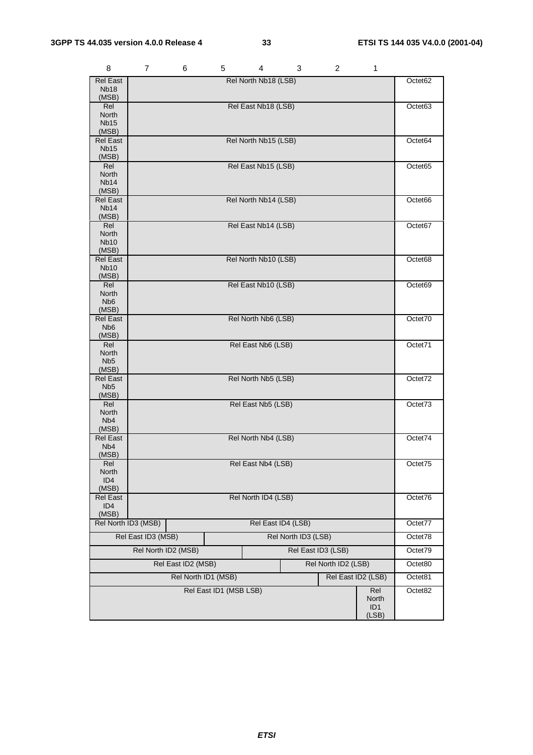| 8 | 7 | 6 | 5 | 4 | 3 | 2 | 1 | |
|---|---|---|---|---|---|---|---|---|
| Rel East Nb18 (MSB) | Rel North Nb18 (LSB) | | | | | | | Octet62 |
| Rel North Nb15 (MSB) | Rel East Nb18 (LSB) | | | | | | | Octet63 |
| Rel East Nb15 (MSB) | Rel North Nb15 (LSB) | | | | | | | Octet64 |
| Rel North Nb14 (MSB) | Rel East Nb15 (LSB) | | | | | | | Octet65 |
| Rel East Nb14 (MSB) | Rel North Nb14 (LSB) | | | | | | | Octet66 |
| Rel North Nb10 (MSB) | Rel East Nb14 (LSB) | | | | | | | Octet67 |
| Rel East Nb10 (MSB) | Rel North Nb10 (LSB) | | | | | | | Octet68 |
| Rel North Nb6 (MSB) | Rel East Nb10 (LSB) | | | | | | | Octet69 |
| Rel East Nb6 (MSB) | Rel North Nb6 (LSB) | | | | | | | Octet70 |
| Rel North Nb5 (MSB) | Rel East Nb6 (LSB) | | | | | | | Octet71 |
| Rel East Nb5 (MSB) | Rel North Nb5 (LSB) | | | | | | | Octet72 |
| Rel North Nb4 (MSB) | Rel East Nb5 (LSB) | | | | | | | Octet73 |
| Rel East Nb4 (MSB) | Rel North Nb4 (LSB) | | | | | | | Octet74 |
| Rel North ID4 (MSB) | Rel East Nb4 (LSB) | | | | | | | Octet75 |
| Rel East ID4 (MSB) | Rel North ID4 (LSB) | | | | | | | Octet76 |
| Rel North ID3 (MSB) | | Rel East ID4 (LSB) | | | | | | Octet77 |
| Rel East ID3 (MSB) | | | Rel North ID3 (LSB) | | | | | Octet78 |
| Rel North ID2 (MSB) | | | | Rel East ID3 (LSB) | | | | Octet79 |
| Rel East ID2 (MSB) | | | | | Rel North ID2 (LSB) | | | Octet80 |
| Rel North ID1 (MSB) | | | | | | Rel East ID2 (LSB) | | Octet81 |
| Rel East ID1 (MSB LSB) | | | | | | | Rel North ID1 (LSB) | Octet82 |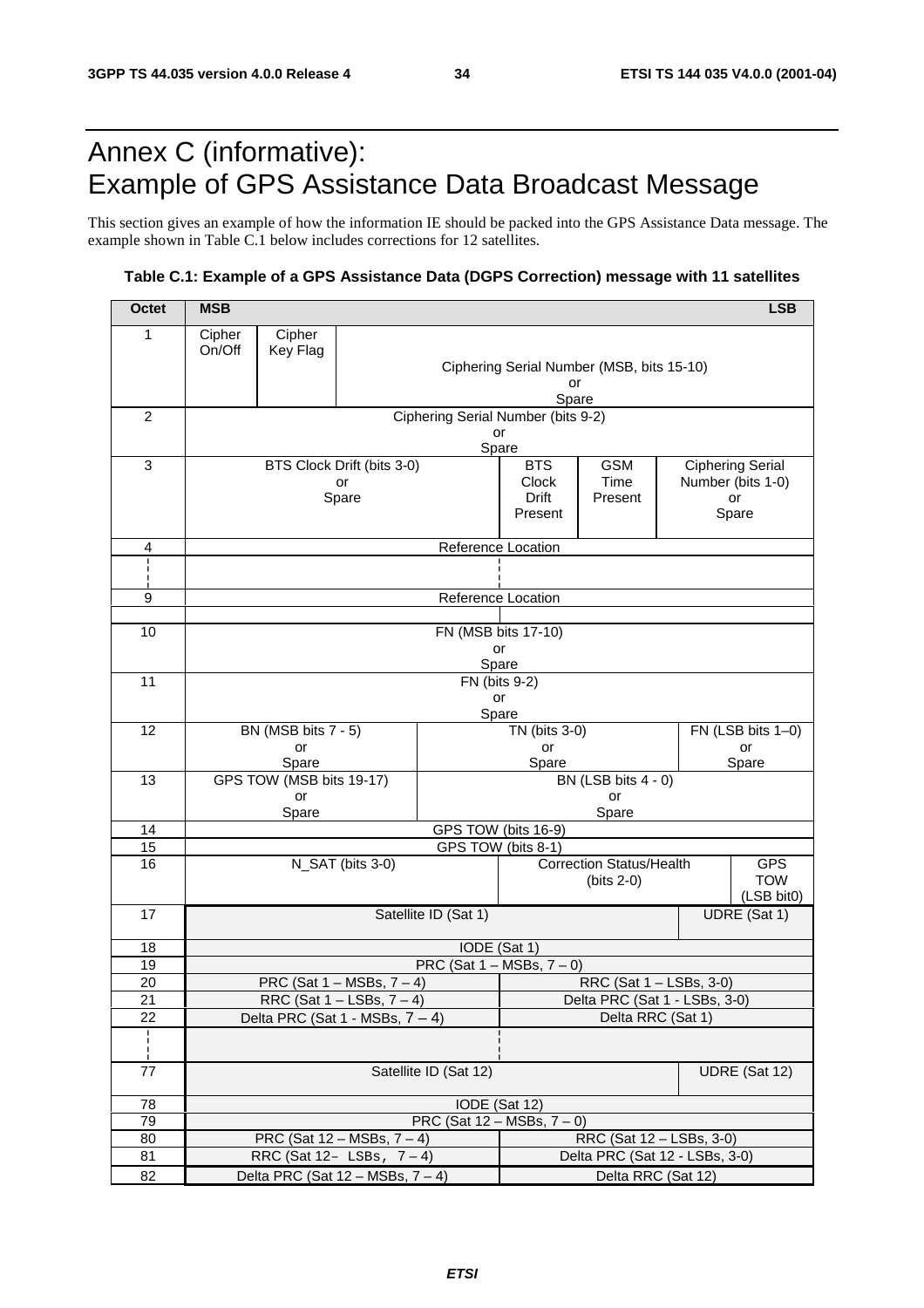# Annex C (informative): Example of GPS Assistance Data Broadcast Message

This section gives an example of how the information IE should be packed into the GPS Assistance Data message. The example shown in Table C.1 below includes corrections for 12 satellites.

**Table C.1: Example of a GPS Assistance Data (DGPS Correction) message with 11 satellites**

| Octet | MSB | | | | | | | LSB |
|---|---|---|---|---|---|---|---|---|
| 1 | Cipher On/Off | Cipher Key Flag | Ciphering Serial Number (MSB, bits 15-10) or Spare | | | | | |
| 2 | Ciphering Serial Number (bits 9-2) or Spare | | | | | | | |
| 3 | BTS Clock Drift (bits 3-0) or Spare | | | | BTS Clock Drift Present | GSM Time Present | Ciphering Serial Number (bits 1-0) or Spare | |
| 4 | Reference Location | | | | | | | |
| ⋮ | ⋮ | | | | | | | |
| 9 | Reference Location | | | | | | | |
| 10 | FN (MSB bits 17-10) or Spare | | | | | | | |
| 11 | FN (bits 9-2) or Spare | | | | | | | |
| 12 | BN (MSB bits 7 - 5) or Spare | | | TN (bits 3-0) or Spare | | | | FN (LSB bits 1–0) or Spare |
| 13 | GPS TOW (MSB bits 19-17) or Spare | | | BN (LSB bits 4 - 0) or Spare | | | | |
| 14 | GPS TOW (bits 16-9) | | | | | | | |
| 15 | GPS TOW (bits 8-1) | | | | | | | |
| 16 | N_SAT (bits 3-0) | | | | Correction Status/Health (bits 2-0) | | | GPS TOW (LSB bit0) |
| 17 | Satellite ID (Sat 1) | | | | | | UDRE (Sat 1) | |
| 18 | IODE (Sat 1) | | | | | | | |
| 19 | PRC (Sat 1 – MSBs, 7 – 0) | | | | | | | |
| 20 | PRC (Sat 1 – MSBs, 7 – 4) | | | | RRC (Sat 1 – LSBs, 3-0) | | | |
| 21 | RRC (Sat 1 – LSBs, 7 – 4) | | | | Delta PRC (Sat 1 - LSBs, 3-0) | | | |
| 22 | Delta PRC (Sat 1 - MSBs, 7 – 4) | | | | Delta RRC (Sat 1) | | | |
| ⋮ | ⋮ | | | | ⋮ | | | |
| 77 | Satellite ID (Sat 12) | | | | | | UDRE (Sat 12) | |
| 78 | IODE (Sat 12) | | | | | | | |
| 79 | PRC (Sat 12 – MSBs, 7 – 0) | | | | | | | |
| 80 | PRC (Sat 12 – MSBs, 7 – 4) | | | | RRC (Sat 12 – LSBs, 3-0) | | | |
| 81 | RRC (Sat 12– LSBs, 7 – 4) | | | | Delta PRC (Sat 12 - LSBs, 3-0) | | | |
| 82 | Delta PRC (Sat 12 – MSBs, 7 – 4) | | | | Delta RRC (Sat 12) | | | |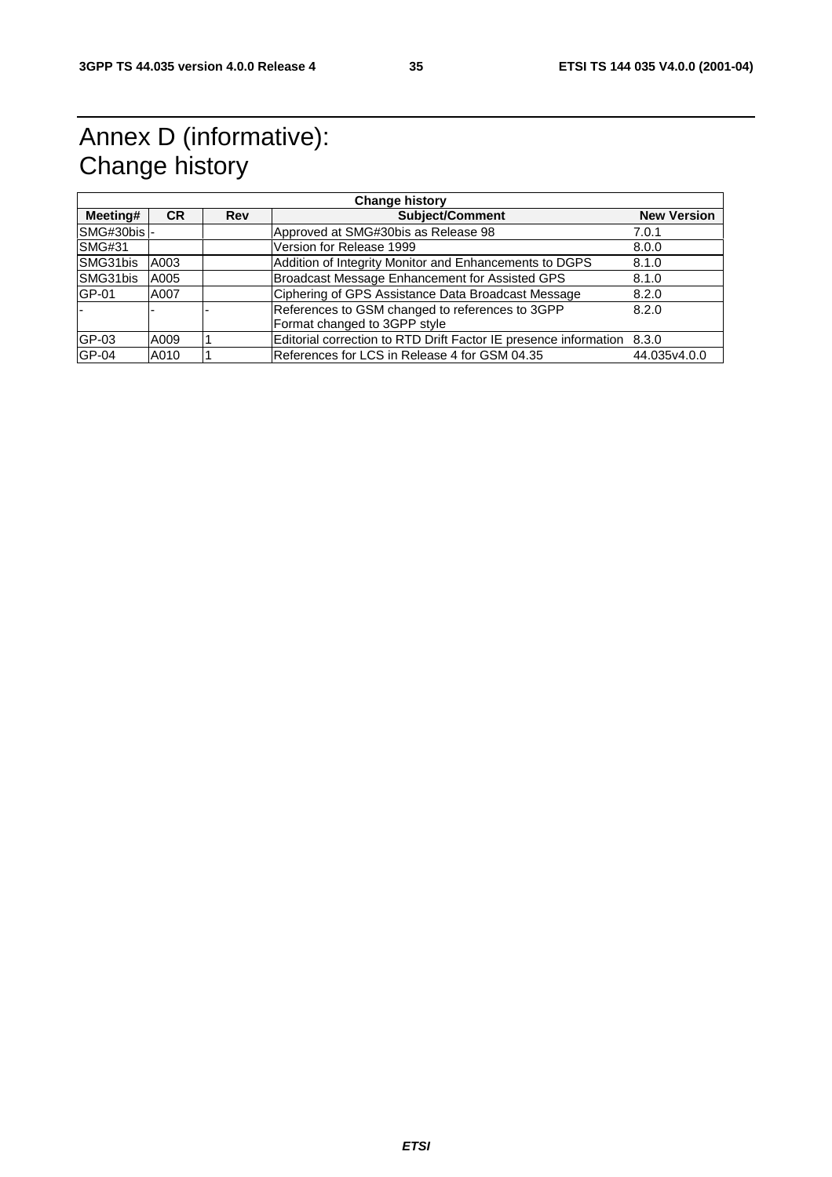# Annex D (informative): Change history

| Change history | | | | |
|---|---|---|---|---|
| **Meeting#** | **CR** | **Rev** | **Subject/Comment** | **New Version** |
| SMG#30bis | - | | Approved at SMG#30bis as Release 98 | 7.0.1 |
| SMG#31 | | | Version for Release 1999 | 8.0.0 |
| SMG31bis | A003 | | Addition of Integrity Monitor and Enhancements to DGPS | 8.1.0 |
| SMG31bis | A005 | | Broadcast Message Enhancement for Assisted GPS | 8.1.0 |
| GP-01 | A007 | | Ciphering of GPS Assistance Data Broadcast Message | 8.2.0 |
| - | - | - | References to GSM changed to references to 3GPP Format changed to 3GPP style | 8.2.0 |
| GP-03 | A009 | 1 | Editorial correction to RTD Drift Factor IE presence information | 8.3.0 |
| GP-04 | A010 | 1 | References for LCS in Release 4 for GSM 04.35 | 44.035v4.0.0 |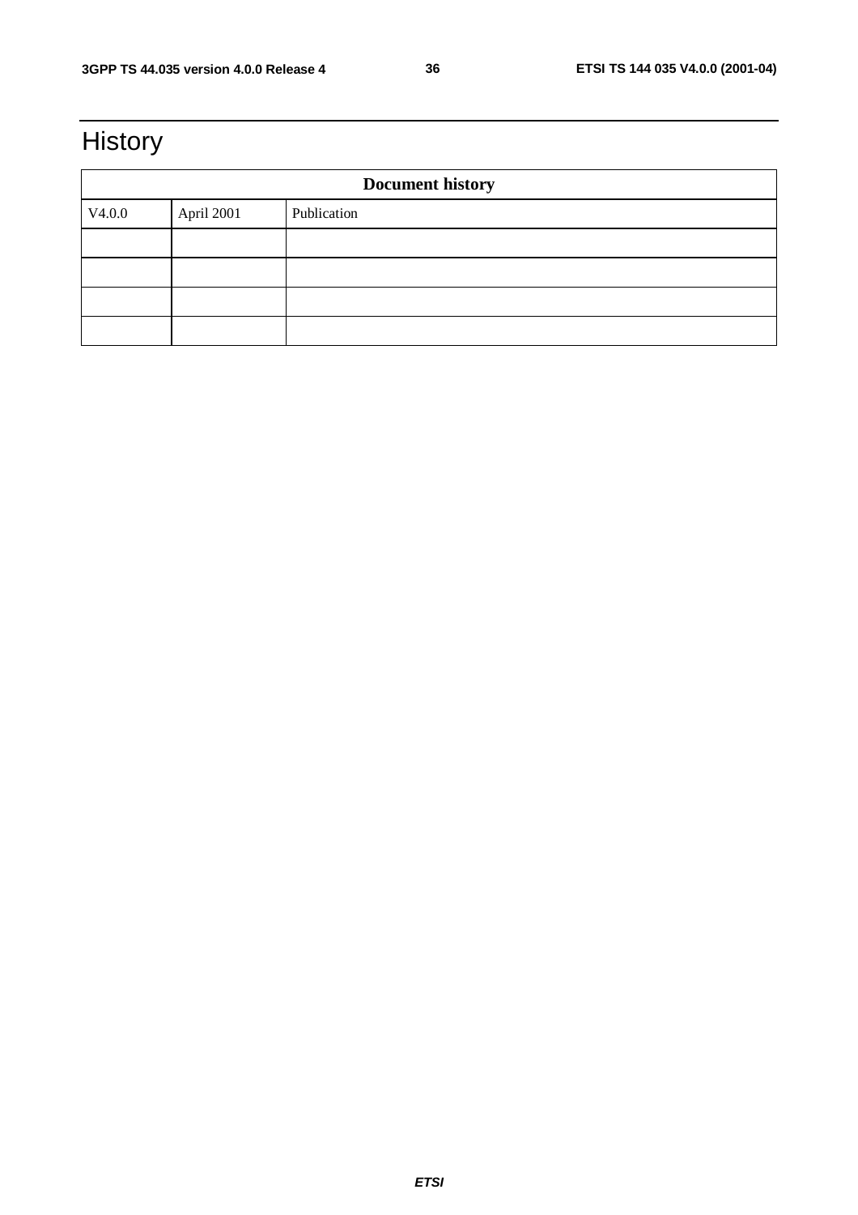# History

| Document history | | |
|---|---|---|
| V4.0.0 | April 2001 | Publication |
| | | |
| | | |
| | | |
| | | |